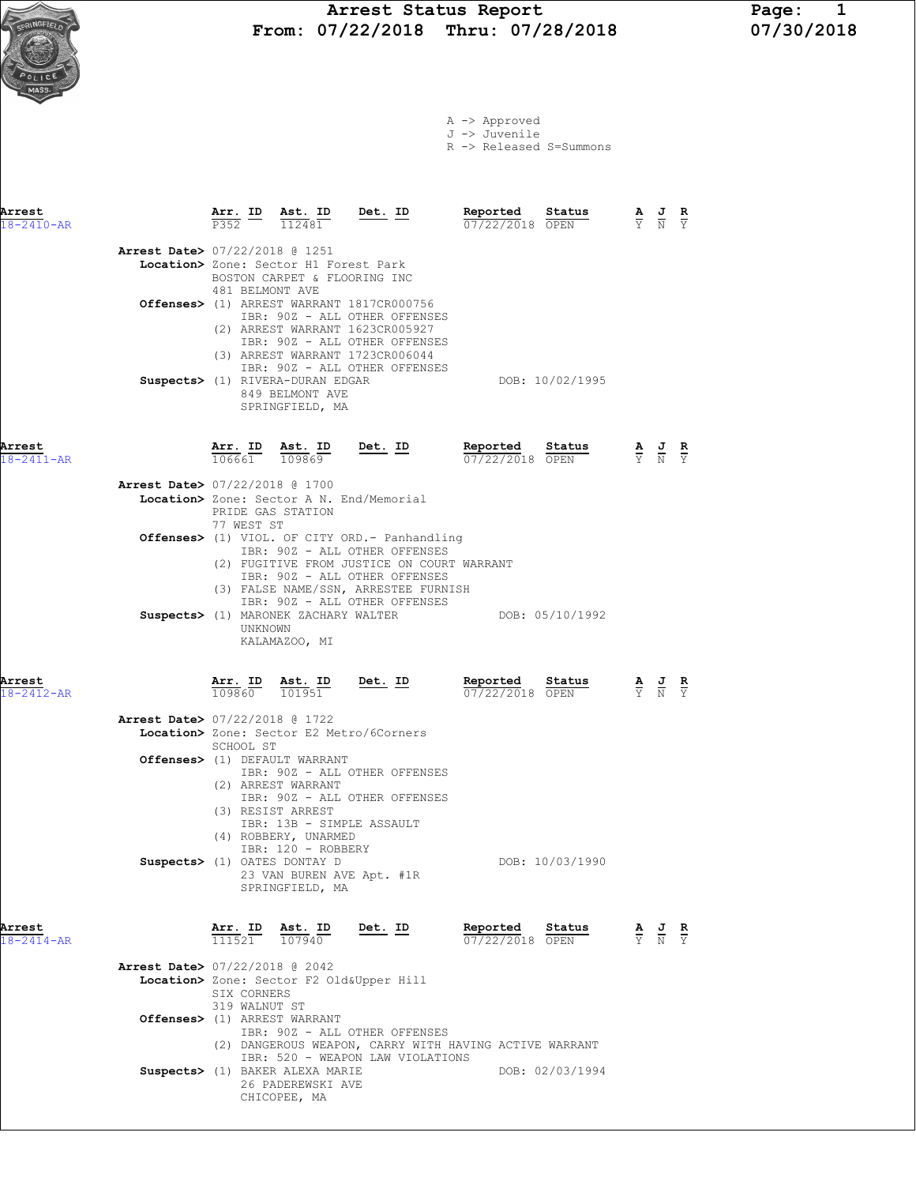# Arrest Status Report

**From: 07/22/2018 Thru: 07/28/2018**

07/30/2018

A -> Approved
J -> Juvenile
R -> Released S=Summons

---

| Arrest | Arr. ID | Ast. ID | Det. ID | Reported | Status | A | J | R |
|---|---|---|---|---|---|---|---|---|
| 18-2410-AR | P352 | 112481 | | 07/22/2018 | OPEN | Y | N | Y |

**Arrest Date>** 07/22/2018 @ 1251
**Location>** Zone: Sector H1 Forest Park
BOSTON CARPET & FLOORING INC
481 BELMONT AVE
**Offenses>** (1) ARREST WARRANT 1817CR000756
IBR: 90Z - ALL OTHER OFFENSES
(2) ARREST WARRANT 1623CR005927
IBR: 90Z - ALL OTHER OFFENSES
(3) ARREST WARRANT 1723CR006044
IBR: 90Z - ALL OTHER OFFENSES
**Suspects>** (1) RIVERA-DURAN EDGAR DOB: 10/02/1995
849 BELMONT AVE
SPRINGFIELD, MA

---

| Arrest | Arr. ID | Ast. ID | Det. ID | Reported | Status | A | J | R |
|---|---|---|---|---|---|---|---|---|
| 18-2411-AR | 106661 | 109869 | | 07/22/2018 | OPEN | Y | N | Y |

**Arrest Date>** 07/22/2018 @ 1700
**Location>** Zone: Sector A N. End/Memorial
PRIDE GAS STATION
77 WEST ST
**Offenses>** (1) VIOL. OF CITY ORD.- Panhandling
IBR: 90Z - ALL OTHER OFFENSES
(2) FUGITIVE FROM JUSTICE ON COURT WARRANT
IBR: 90Z - ALL OTHER OFFENSES
(3) FALSE NAME/SSN, ARRESTEE FURNISH
IBR: 90Z - ALL OTHER OFFENSES
**Suspects>** (1) MARONEK ZACHARY WALTER DOB: 05/10/1992
UNKNOWN
KALAMAZOO, MI

---

| Arrest | Arr. ID | Ast. ID | Det. ID | Reported | Status | A | J | R |
|---|---|---|---|---|---|---|---|---|
| 18-2412-AR | 109860 | 101951 | | 07/22/2018 | OPEN | Y | N | Y |

**Arrest Date>** 07/22/2018 @ 1722
**Location>** Zone: Sector E2 Metro/6Corners
SCHOOL ST
**Offenses>** (1) DEFAULT WARRANT
IBR: 90Z - ALL OTHER OFFENSES
(2) ARREST WARRANT
IBR: 90Z - ALL OTHER OFFENSES
(3) RESIST ARREST
IBR: 13B - SIMPLE ASSAULT
(4) ROBBERY, UNARMED
IBR: 120 - ROBBERY
**Suspects>** (1) OATES DONTAY D DOB: 10/03/1990
23 VAN BUREN AVE Apt. #1R
SPRINGFIELD, MA

---

| Arrest | Arr. ID | Ast. ID | Det. ID | Reported | Status | A | J | R |
|---|---|---|---|---|---|---|---|---|
| 18-2414-AR | 111521 | 107940 | | 07/22/2018 | OPEN | Y | N | Y |

**Arrest Date>** 07/22/2018 @ 2042
**Location>** Zone: Sector F2 Old&Upper Hill
SIX CORNERS
319 WALNUT ST
**Offenses>** (1) ARREST WARRANT
IBR: 90Z - ALL OTHER OFFENSES
(2) DANGEROUS WEAPON, CARRY WITH HAVING ACTIVE WARRANT
IBR: 520 - WEAPON LAW VIOLATIONS
**Suspects>** (1) BAKER ALEXA MARIE DOB: 02/03/1994
26 PADEREWSKI AVE
CHICOPEE, MA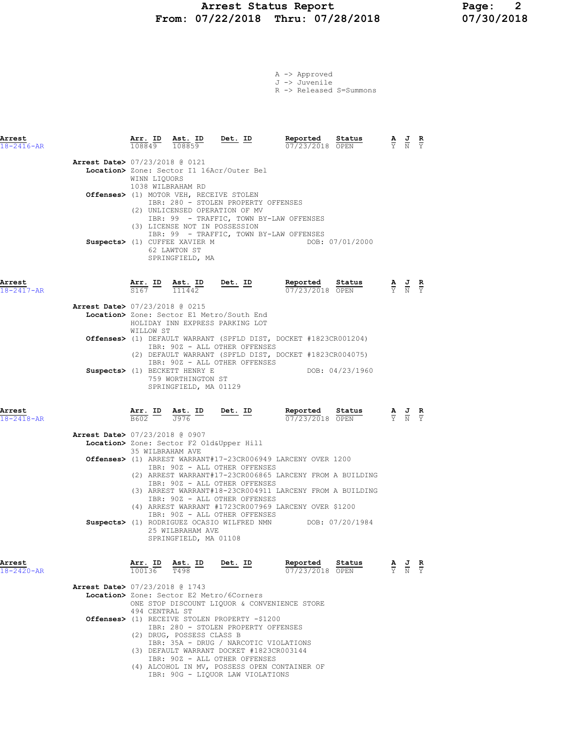# Arrest Status Report
## From: 07/22/2018 Thru: 07/28/2018

A -> Approved
J -> Juvenile
R -> Released S=Summons

---

**Arrest** 18-2416-AR

| Arr. ID | Ast. ID | Det. ID | Reported | Status | A | J | R |
|---|---|---|---|---|---|---|---|
| 108849 | 108859 | | 07/23/2018 | OPEN | Y | N | Y |

**Arrest Date>** 07/23/2018 @ 0121
**Location>** Zone: Sector I1 16Acr/Outer Bel
WINN LIQUORS
1038 WILBRAHAM RD
**Offenses>** (1) MOTOR VEH, RECEIVE STOLEN
IBR: 280 - STOLEN PROPERTY OFFENSES
(2) UNLICENSED OPERATION OF MV
IBR: 99 - TRAFFIC, TOWN BY-LAW OFFENSES
(3) LICENSE NOT IN POSSESSION
IBR: 99 - TRAFFIC, TOWN BY-LAW OFFENSES
**Suspects>** (1) CUFFEE XAVIER M — DOB: 07/01/2000
62 LAWTON ST
SPRINGFIELD, MA

---

**Arrest** 18-2417-AR

| Arr. ID | Ast. ID | Det. ID | Reported | Status | A | J | R |
|---|---|---|---|---|---|---|---|
| S167 | 111442 | | 07/23/2018 | OPEN | Y | N | Y |

**Arrest Date>** 07/23/2018 @ 0215
**Location>** Zone: Sector E1 Metro/South End
HOLIDAY INN EXPRESS PARKING LOT
WILLOW ST
**Offenses>** (1) DEFAULT WARRANT (SPFLD DIST, DOCKET #1823CR001204)
IBR: 90Z - ALL OTHER OFFENSES
(2) DEFAULT WARRANT (SPFLD DIST, DOCKET #1823CR004075)
IBR: 90Z - ALL OTHER OFFENSES
**Suspects>** (1) BECKETT HENRY E — DOB: 04/23/1960
759 WORTHINGTON ST
SPRINGFIELD, MA 01129

---

**Arrest** 18-2418-AR

| Arr. ID | Ast. ID | Det. ID | Reported | Status | A | J | R |
|---|---|---|---|---|---|---|---|
| B602 | J976 | | 07/23/2018 | OPEN | Y | N | Y |

**Arrest Date>** 07/23/2018 @ 0907
**Location>** Zone: Sector F2 Old&Upper Hill
35 WILBRAHAM AVE
**Offenses>** (1) ARREST WARRANT#17-23CR006949 LARCENY OVER 1200
IBR: 90Z - ALL OTHER OFFENSES
(2) ARREST WARRANT#17-23CR006865 LARCENY FROM A BUILDING
IBR: 90Z - ALL OTHER OFFENSES
(3) ARREST WARRANT#18-23CR004911 LARCENY FROM A BUILDING
IBR: 90Z - ALL OTHER OFFENSES
(4) ARREST WARRANT #1723CR007969 LARCENY OVER $1200
IBR: 90Z - ALL OTHER OFFENSES
**Suspects>** (1) RODRIGUEZ OCASIO WILFRED NMN — DOB: 07/20/1984
25 WILBRAHAM AVE
SPRINGFIELD, MA 01108

---

**Arrest** 18-2420-AR

| Arr. ID | Ast. ID | Det. ID | Reported | Status | A | J | R |
|---|---|---|---|---|---|---|---|
| 100136 | T498 | | 07/23/2018 | OPEN | Y | N | Y |

**Arrest Date>** 07/23/2018 @ 1743
**Location>** Zone: Sector E2 Metro/6Corners
ONE STOP DISCOUNT LIQUOR & CONVENIENCE STORE
494 CENTRAL ST
**Offenses>** (1) RECEIVE STOLEN PROPERTY -$1200
IBR: 280 - STOLEN PROPERTY OFFENSES
(2) DRUG, POSSESS CLASS B
IBR: 35A - DRUG / NARCOTIC VIOLATIONS
(3) DEFAULT WARRANT DOCKET #1823CR003144
IBR: 90Z - ALL OTHER OFFENSES
(4) ALCOHOL IN MV, POSSESS OPEN CONTAINER OF
IBR: 90G - LIQUOR LAW VIOLATIONS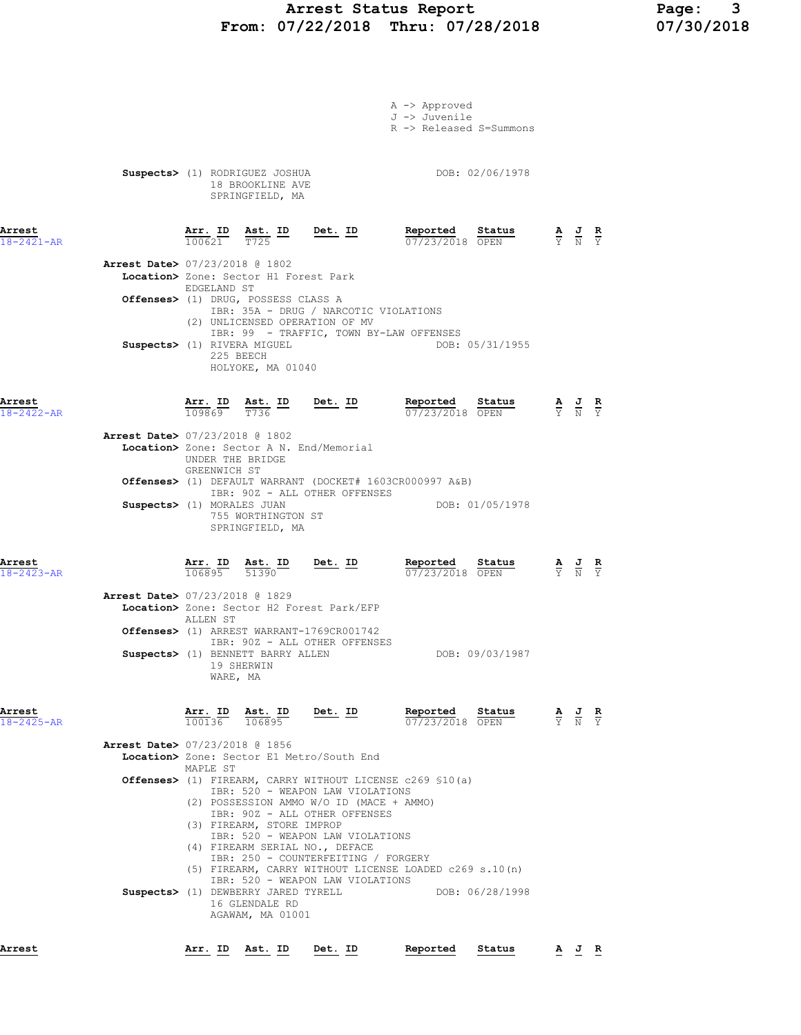A -> Approved
J -> Juvenile
R -> Released S=Summons

**Suspects>** (1) RODRIGUEZ JOSHUA DOB: 02/06/1978
18 BROOKLINE AVE
SPRINGFIELD, MA

| Arrest | Arr. ID | Ast. ID | Det. ID | Reported | Status | A | J | R |
|---|---|---|---|---|---|---|---|---|
| 18-2421-AR | 100621 | T725 | | 07/23/2018 | OPEN | Y | N | Y |

**Arrest Date>** 07/23/2018 @ 1802
**Location>** Zone: Sector H1 Forest Park
EDGELAND ST
**Offenses>** (1) DRUG, POSSESS CLASS A
IBR: 35A - DRUG / NARCOTIC VIOLATIONS
(2) UNLICENSED OPERATION OF MV
IBR: 99 - TRAFFIC, TOWN BY-LAW OFFENSES
**Suspects>** (1) RIVERA MIGUEL DOB: 05/31/1955
225 BEECH
HOLYOKE, MA 01040

| Arrest | Arr. ID | Ast. ID | Det. ID | Reported | Status | A | J | R |
|---|---|---|---|---|---|---|---|---|
| 18-2422-AR | 109869 | T736 | | 07/23/2018 | OPEN | Y | N | Y |

**Arrest Date>** 07/23/2018 @ 1802
**Location>** Zone: Sector A N. End/Memorial
UNDER THE BRIDGE
GREENWICH ST
**Offenses>** (1) DEFAULT WARRANT (DOCKET# 1603CR000997 A&B)
IBR: 90Z - ALL OTHER OFFENSES
**Suspects>** (1) MORALES JUAN DOB: 01/05/1978
755 WORTHINGTON ST
SPRINGFIELD, MA

| Arrest | Arr. ID | Ast. ID | Det. ID | Reported | Status | A | J | R |
|---|---|---|---|---|---|---|---|---|
| 18-2423-AR | 106895 | 51390 | | 07/23/2018 | OPEN | Y | N | Y |

**Arrest Date>** 07/23/2018 @ 1829
**Location>** Zone: Sector H2 Forest Park/EFP
ALLEN ST
**Offenses>** (1) ARREST WARRANT-1769CR001742
IBR: 90Z - ALL OTHER OFFENSES
**Suspects>** (1) BENNETT BARRY ALLEN DOB: 09/03/1987
19 SHERWIN
WARE, MA

| Arrest | Arr. ID | Ast. ID | Det. ID | Reported | Status | A | J | R |
|---|---|---|---|---|---|---|---|---|
| 18-2425-AR | 100136 | 106895 | | 07/23/2018 | OPEN | Y | N | Y |

**Arrest Date>** 07/23/2018 @ 1856
**Location>** Zone: Sector E1 Metro/South End
MAPLE ST
**Offenses>** (1) FIREARM, CARRY WITHOUT LICENSE c269 §10(a)
IBR: 520 - WEAPON LAW VIOLATIONS
(2) POSSESSION AMMO W/O ID (MACE + AMMO)
IBR: 90Z - ALL OTHER OFFENSES
(3) FIREARM, STORE IMPROP
IBR: 520 - WEAPON LAW VIOLATIONS
(4) FIREARM SERIAL NO., DEFACE
IBR: 250 - COUNTERFEITING / FORGERY
(5) FIREARM, CARRY WITHOUT LICENSE LOADED c269 s.10(n)
IBR: 520 - WEAPON LAW VIOLATIONS
**Suspects>** (1) DEWBERRY JARED TYRELL DOB: 06/28/1998
16 GLENDALE RD
AGAWAM, MA 01001

| Arrest | Arr. ID | Ast. ID | Det. ID | Reported | Status | A | J | R |
|---|---|---|---|---|---|---|---|---|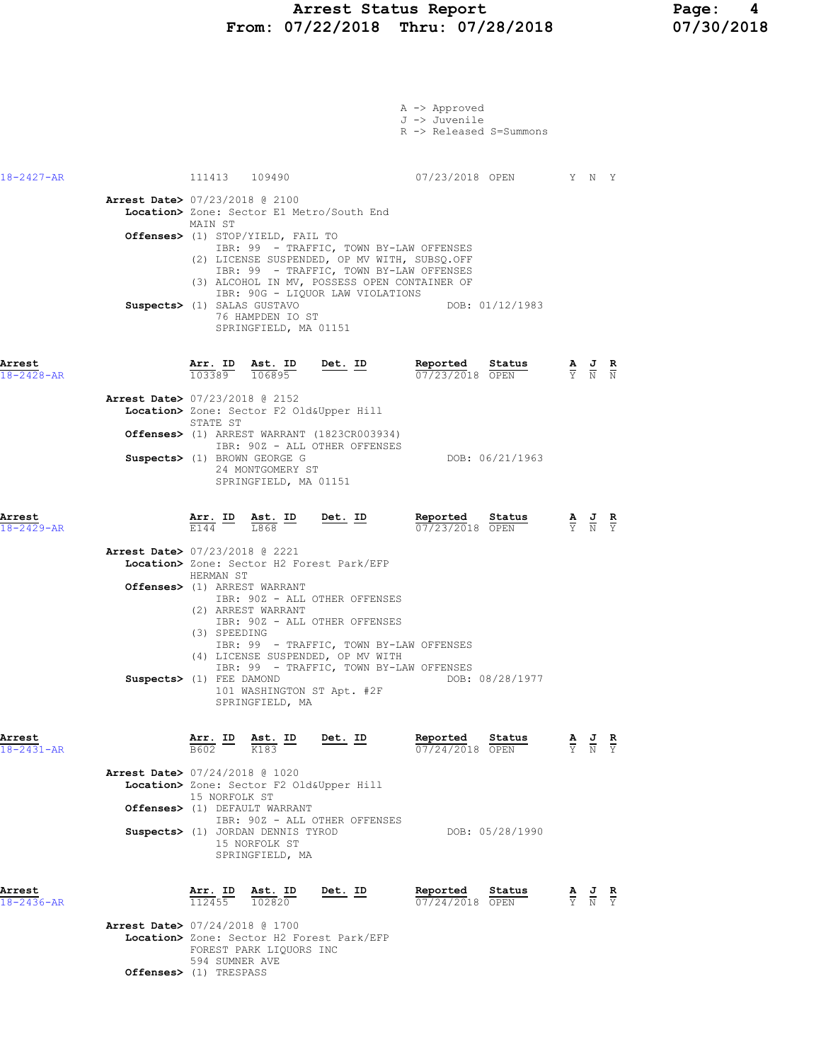A -> Approved
J -> Juvenile
R -> Released S=Summons

| Arrest | Arr. ID | Ast. ID | Det. ID | Reported | Status | A | J | R |
|---|---|---|---|---|---|---|---|---|
| 18-2427-AR | 111413 | 109490 | | 07/23/2018 | OPEN | Y | N | Y |

**Arrest Date>** 07/23/2018 @ 2100
**Location>** Zone: Sector E1 Metro/South End
MAIN ST
**Offenses>** (1) STOP/YIELD, FAIL TO
IBR: 99 - TRAFFIC, TOWN BY-LAW OFFENSES
(2) LICENSE SUSPENDED, OP MV WITH, SUBSQ.OFF
IBR: 99 - TRAFFIC, TOWN BY-LAW OFFENSES
(3) ALCOHOL IN MV, POSSESS OPEN CONTAINER OF
IBR: 90G - LIQUOR LAW VIOLATIONS
**Suspects>** (1) SALAS GUSTAVO DOB: 01/12/1983
76 HAMPDEN IO ST
SPRINGFIELD, MA 01151

| Arrest | Arr. ID | Ast. ID | Det. ID | Reported | Status | A | J | R |
|---|---|---|---|---|---|---|---|---|
| 18-2428-AR | 103389 | 106895 | | 07/23/2018 | OPEN | Y | N | N |

**Arrest Date>** 07/23/2018 @ 2152
**Location>** Zone: Sector F2 Old&Upper Hill
STATE ST
**Offenses>** (1) ARREST WARRANT (1823CR003934)
IBR: 90Z - ALL OTHER OFFENSES
**Suspects>** (1) BROWN GEORGE G DOB: 06/21/1963
24 MONTGOMERY ST
SPRINGFIELD, MA 01151

| Arrest | Arr. ID | Ast. ID | Det. ID | Reported | Status | A | J | R |
|---|---|---|---|---|---|---|---|---|
| 18-2429-AR | E144 | L868 | | 07/23/2018 | OPEN | Y | N | Y |

**Arrest Date>** 07/23/2018 @ 2221
**Location>** Zone: Sector H2 Forest Park/EFP
HERMAN ST
**Offenses>** (1) ARREST WARRANT
IBR: 90Z - ALL OTHER OFFENSES
(2) ARREST WARRANT
IBR: 90Z - ALL OTHER OFFENSES
(3) SPEEDING
IBR: 99 - TRAFFIC, TOWN BY-LAW OFFENSES
(4) LICENSE SUSPENDED, OP MV WITH
IBR: 99 - TRAFFIC, TOWN BY-LAW OFFENSES
**Suspects>** (1) FEE DAMOND DOB: 08/28/1977
101 WASHINGTON ST Apt. #2F
SPRINGFIELD, MA

| Arrest | Arr. ID | Ast. ID | Det. ID | Reported | Status | A | J | R |
|---|---|---|---|---|---|---|---|---|
| 18-2431-AR | B602 | K183 | | 07/24/2018 | OPEN | Y | N | Y |

**Arrest Date>** 07/24/2018 @ 1020
**Location>** Zone: Sector F2 Old&Upper Hill
15 NORFOLK ST
**Offenses>** (1) DEFAULT WARRANT
IBR: 90Z - ALL OTHER OFFENSES
**Suspects>** (1) JORDAN DENNIS TYROD DOB: 05/28/1990
15 NORFOLK ST
SPRINGFIELD, MA

| Arrest | Arr. ID | Ast. ID | Det. ID | Reported | Status | A | J | R |
|---|---|---|---|---|---|---|---|---|
| 18-2436-AR | 112455 | 102820 | | 07/24/2018 | OPEN | Y | N | Y |

**Arrest Date>** 07/24/2018 @ 1700
**Location>** Zone: Sector H2 Forest Park/EFP
FOREST PARK LIQUORS INC
594 SUMNER AVE
**Offenses>** (1) TRESPASS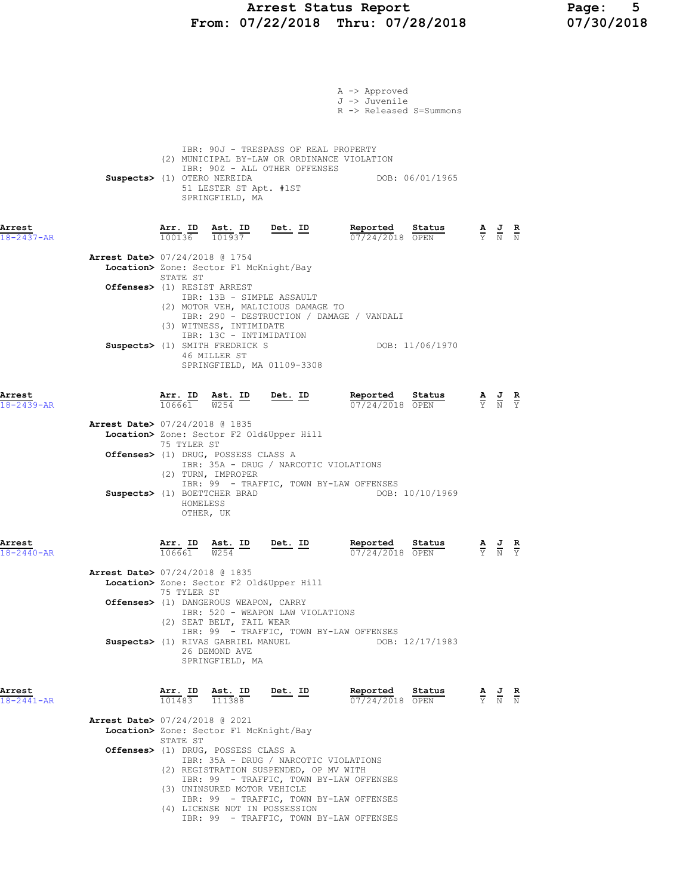# Arrest Status Report
## From: 07/22/2018 Thru: 07/28/2018

A -> Approved
J -> Juvenile
R -> Released S=Summons

IBR: 90J - TRESPASS OF REAL PROPERTY
(2) MUNICIPAL BY-LAW OR ORDINANCE VIOLATION
IBR: 90Z - ALL OTHER OFFENSES
**Suspects>** (1) OTERO NEREIDA DOB: 06/01/1965
51 LESTER ST Apt. #1ST
SPRINGFIELD, MA

---

| Arrest | Arr. ID | Ast. ID | Det. ID | Reported | Status | A | J | R |
|---|---|---|---|---|---|---|---|---|
| 18-2437-AR | 100136 | 101937 | | 07/24/2018 | OPEN | Y | N | N |

**Arrest Date>** 07/24/2018 @ 1754
**Location>** Zone: Sector F1 McKnight/Bay
STATE ST
**Offenses>** (1) RESIST ARREST
IBR: 13B - SIMPLE ASSAULT
(2) MOTOR VEH, MALICIOUS DAMAGE TO
IBR: 290 - DESTRUCTION / DAMAGE / VANDALI
(3) WITNESS, INTIMIDATE
IBR: 13C - INTIMIDATION
**Suspects>** (1) SMITH FREDRICK S DOB: 11/06/1970
46 MILLER ST
SPRINGFIELD, MA 01109-3308

---

| Arrest | Arr. ID | Ast. ID | Det. ID | Reported | Status | A | J | R |
|---|---|---|---|---|---|---|---|---|
| 18-2439-AR | 106661 | W254 | | 07/24/2018 | OPEN | Y | N | Y |

**Arrest Date>** 07/24/2018 @ 1835
**Location>** Zone: Sector F2 Old&Upper Hill
75 TYLER ST
**Offenses>** (1) DRUG, POSSESS CLASS A
IBR: 35A - DRUG / NARCOTIC VIOLATIONS
(2) TURN, IMPROPER
IBR: 99 - TRAFFIC, TOWN BY-LAW OFFENSES
**Suspects>** (1) BOETTCHER BRAD DOB: 10/10/1969
HOMELESS
OTHER, UK

---

| Arrest | Arr. ID | Ast. ID | Det. ID | Reported | Status | A | J | R |
|---|---|---|---|---|---|---|---|---|
| 18-2440-AR | 106661 | W254 | | 07/24/2018 | OPEN | Y | N | Y |

**Arrest Date>** 07/24/2018 @ 1835
**Location>** Zone: Sector F2 Old&Upper Hill
75 TYLER ST
**Offenses>** (1) DANGEROUS WEAPON, CARRY
IBR: 520 - WEAPON LAW VIOLATIONS
(2) SEAT BELT, FAIL WEAR
IBR: 99 - TRAFFIC, TOWN BY-LAW OFFENSES
**Suspects>** (1) RIVAS GABRIEL MANUEL DOB: 12/17/1983
26 DEMOND AVE
SPRINGFIELD, MA

---

| Arrest | Arr. ID | Ast. ID | Det. ID | Reported | Status | A | J | R |
|---|---|---|---|---|---|---|---|---|
| 18-2441-AR | 101483 | 111388 | | 07/24/2018 | OPEN | Y | N | N |

**Arrest Date>** 07/24/2018 @ 2021
**Location>** Zone: Sector F1 McKnight/Bay
STATE ST
**Offenses>** (1) DRUG, POSSESS CLASS A
IBR: 35A - DRUG / NARCOTIC VIOLATIONS
(2) REGISTRATION SUSPENDED, OP MV WITH
IBR: 99 - TRAFFIC, TOWN BY-LAW OFFENSES
(3) UNINSURED MOTOR VEHICLE
IBR: 99 - TRAFFIC, TOWN BY-LAW OFFENSES
(4) LICENSE NOT IN POSSESSION
IBR: 99 - TRAFFIC, TOWN BY-LAW OFFENSES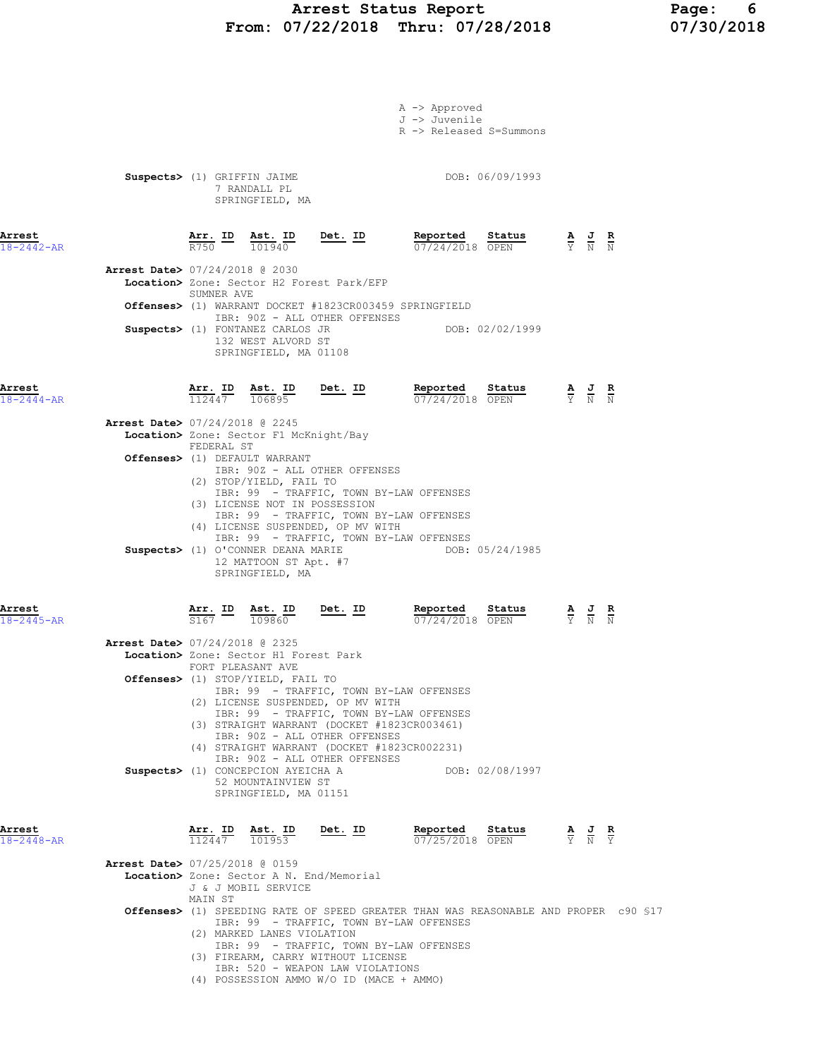A -> Approved
J -> Juvenile
R -> Released S=Summons

**Suspects>** (1) GRIFFIN JAIME DOB: 06/09/1993
7 RANDALL PL
SPRINGFIELD, MA

---

**Arrest** 18-2442-AR

| Arr. ID | Ast. ID | Det. ID | Reported | Status | A | J | R |
|---|---|---|---|---|---|---|---|
| R750 | 101940 | | 07/24/2018 | OPEN | Y | N | N |

**Arrest Date>** 07/24/2018 @ 2030
**Location>** Zone: Sector H2 Forest Park/EFP
SUMNER AVE
**Offenses>** (1) WARRANT DOCKET #1823CR003459 SPRINGFIELD
IBR: 90Z - ALL OTHER OFFENSES
**Suspects>** (1) FONTANEZ CARLOS JR DOB: 02/02/1999
132 WEST ALVORD ST
SPRINGFIELD, MA 01108

---

**Arrest** 18-2444-AR

| Arr. ID | Ast. ID | Det. ID | Reported | Status | A | J | R |
|---|---|---|---|---|---|---|---|
| 112447 | 106895 | | 07/24/2018 | OPEN | Y | N | N |

**Arrest Date>** 07/24/2018 @ 2245
**Location>** Zone: Sector F1 McKnight/Bay
FEDERAL ST
**Offenses>** (1) DEFAULT WARRANT
IBR: 90Z - ALL OTHER OFFENSES
(2) STOP/YIELD, FAIL TO
IBR: 99 - TRAFFIC, TOWN BY-LAW OFFENSES
(3) LICENSE NOT IN POSSESSION
IBR: 99 - TRAFFIC, TOWN BY-LAW OFFENSES
(4) LICENSE SUSPENDED, OP MV WITH
IBR: 99 - TRAFFIC, TOWN BY-LAW OFFENSES
**Suspects>** (1) O'CONNER DEANA MARIE DOB: 05/24/1985
12 MATTOON ST Apt. #7
SPRINGFIELD, MA

---

**Arrest** 18-2445-AR

| Arr. ID | Ast. ID | Det. ID | Reported | Status | A | J | R |
|---|---|---|---|---|---|---|---|
| S167 | 109860 | | 07/24/2018 | OPEN | Y | N | N |

**Arrest Date>** 07/24/2018 @ 2325
**Location>** Zone: Sector H1 Forest Park
FORT PLEASANT AVE
**Offenses>** (1) STOP/YIELD, FAIL TO
IBR: 99 - TRAFFIC, TOWN BY-LAW OFFENSES
(2) LICENSE SUSPENDED, OP MV WITH
IBR: 99 - TRAFFIC, TOWN BY-LAW OFFENSES
(3) STRAIGHT WARRANT (DOCKET #1823CR003461)
IBR: 90Z - ALL OTHER OFFENSES
(4) STRAIGHT WARRANT (DOCKET #1823CR002231)
IBR: 90Z - ALL OTHER OFFENSES
**Suspects>** (1) CONCEPCION AYEICHA A DOB: 02/08/1997
52 MOUNTAINVIEW ST
SPRINGFIELD, MA 01151

---

**Arrest** 18-2448-AR

| Arr. ID | Ast. ID | Det. ID | Reported | Status | A | J | R |
|---|---|---|---|---|---|---|---|
| 112447 | 101953 | | 07/25/2018 | OPEN | Y | N | Y |

**Arrest Date>** 07/25/2018 @ 0159
**Location>** Zone: Sector A N. End/Memorial
J & J MOBIL SERVICE
MAIN ST
**Offenses>** (1) SPEEDING RATE OF SPEED GREATER THAN WAS REASONABLE AND PROPER c90 §17
IBR: 99 - TRAFFIC, TOWN BY-LAW OFFENSES
(2) MARKED LANES VIOLATION
IBR: 99 - TRAFFIC, TOWN BY-LAW OFFENSES
(3) FIREARM, CARRY WITHOUT LICENSE
IBR: 520 - WEAPON LAW VIOLATIONS
(4) POSSESSION AMMO W/O ID (MACE + AMMO)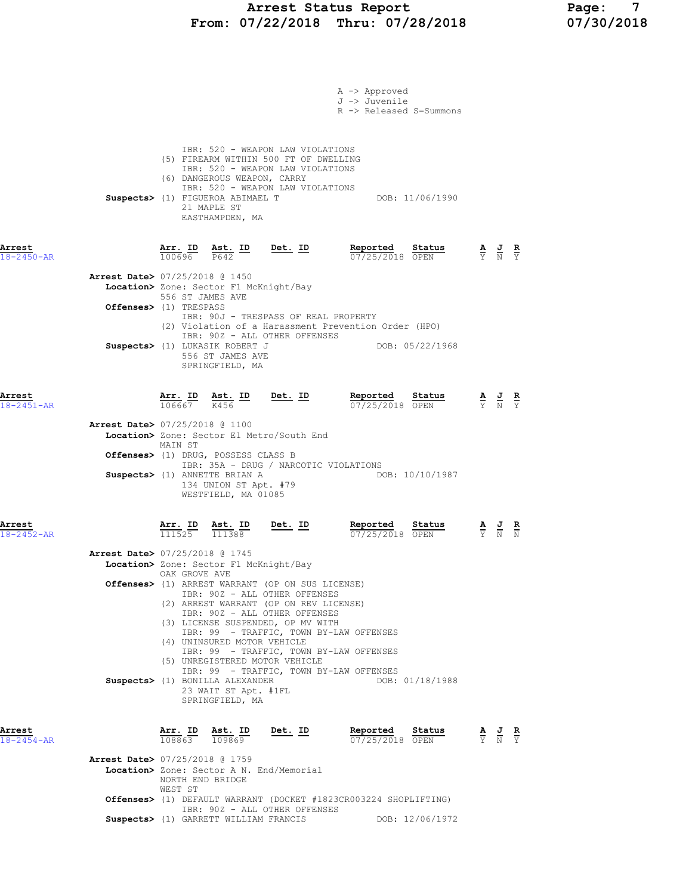A -> Approved
J -> Juvenile
R -> Released S=Summons

IBR: 520 - WEAPON LAW VIOLATIONS
(5) FIREARM WITHIN 500 FT OF DWELLING
IBR: 520 - WEAPON LAW VIOLATIONS
(6) DANGEROUS WEAPON, CARRY
IBR: 520 - WEAPON LAW VIOLATIONS

**Suspects>** (1) FIGUEROA ABIMAEL T — DOB: 11/06/1990
21 MAPLE ST
EASTHAMPDEN, MA

---

**Arrest 18-2450-AR**

| Arr. ID | Ast. ID | Det. ID | Reported | Status | A | J | R |
|---|---|---|---|---|---|---|---|
| 100696 | P642 | | 07/25/2018 | OPEN | Y | N | Y |

**Arrest Date>** 07/25/2018 @ 1450
**Location>** Zone: Sector F1 McKnight/Bay
556 ST JAMES AVE
**Offenses>** (1) TRESPASS
IBR: 90J - TRESPASS OF REAL PROPERTY
(2) Violation of a Harassment Prevention Order (HPO)
IBR: 90Z - ALL OTHER OFFENSES
**Suspects>** (1) LUKASIK ROBERT J — DOB: 05/22/1968
556 ST JAMES AVE
SPRINGFIELD, MA

---

**Arrest 18-2451-AR**

| Arr. ID | Ast. ID | Det. ID | Reported | Status | A | J | R |
|---|---|---|---|---|---|---|---|
| 106667 | K456 | | 07/25/2018 | OPEN | Y | N | Y |

**Arrest Date>** 07/25/2018 @ 1100
**Location>** Zone: Sector E1 Metro/South End
MAIN ST
**Offenses>** (1) DRUG, POSSESS CLASS B
IBR: 35A - DRUG / NARCOTIC VIOLATIONS
**Suspects>** (1) ANNETTE BRIAN A — DOB: 10/10/1987
134 UNION ST Apt. #79
WESTFIELD, MA 01085

---

**Arrest 18-2452-AR**

| Arr. ID | Ast. ID | Det. ID | Reported | Status | A | J | R |
|---|---|---|---|---|---|---|---|
| 111525 | 111388 | | 07/25/2018 | OPEN | Y | N | N |

**Arrest Date>** 07/25/2018 @ 1745
**Location>** Zone: Sector F1 McKnight/Bay
OAK GROVE AVE
**Offenses>** (1) ARREST WARRANT (OP ON SUS LICENSE)
IBR: 90Z - ALL OTHER OFFENSES
(2) ARREST WARRANT (OP ON REV LICENSE)
IBR: 90Z - ALL OTHER OFFENSES
(3) LICENSE SUSPENDED, OP MV WITH
IBR: 99 - TRAFFIC, TOWN BY-LAW OFFENSES
(4) UNINSURED MOTOR VEHICLE
IBR: 99 - TRAFFIC, TOWN BY-LAW OFFENSES
(5) UNREGISTERED MOTOR VEHICLE
IBR: 99 - TRAFFIC, TOWN BY-LAW OFFENSES
**Suspects>** (1) BONILLA ALEXANDER — DOB: 01/18/1988
23 WAIT ST Apt. #1FL
SPRINGFIELD, MA

---

**Arrest 18-2454-AR**

| Arr. ID | Ast. ID | Det. ID | Reported | Status | A | J | R |
|---|---|---|---|---|---|---|---|
| 108863 | 109869 | | 07/25/2018 | OPEN | Y | N | Y |

**Arrest Date>** 07/25/2018 @ 1759
**Location>** Zone: Sector A N. End/Memorial
NORTH END BRIDGE
WEST ST
**Offenses>** (1) DEFAULT WARRANT (DOCKET #1823CR003224 SHOPLIFTING)
IBR: 90Z - ALL OTHER OFFENSES
**Suspects>** (1) GARRETT WILLIAM FRANCIS — DOB: 12/06/1972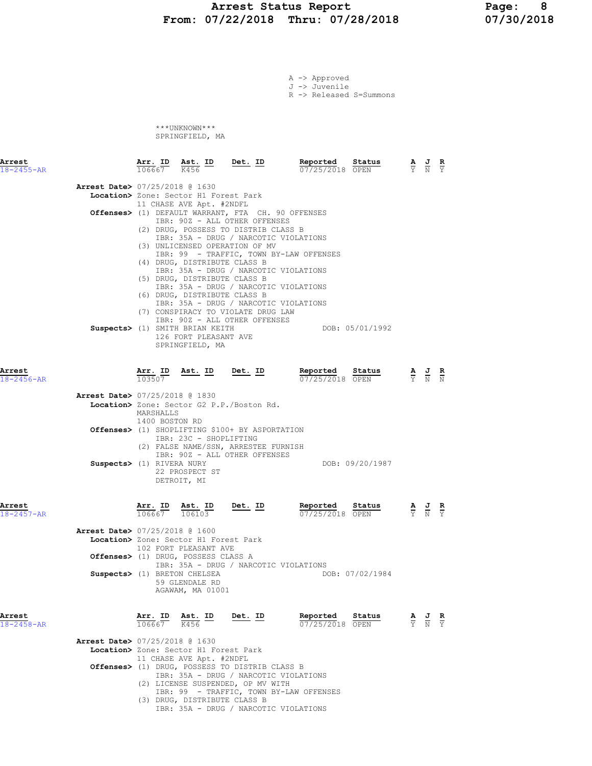A -> Approved
J -> Juvenile
R -> Released S=Summons

***UNKNOWN***
SPRINGFIELD, MA

**Arrest** 18-2455-AR

| Arr. ID | Ast. ID | Det. ID | Reported | Status | A | J | R |
|---|---|---|---|---|---|---|---|
| 106667 | K456 | | 07/25/2018 | OPEN | Y | N | Y |

**Arrest Date>** 07/25/2018 @ 1630
**Location>** Zone: Sector H1 Forest Park
11 CHASE AVE Apt. #2NDFL
**Offenses>** (1) DEFAULT WARRANT, FTA CH. 90 OFFENSES
IBR: 90Z - ALL OTHER OFFENSES
(2) DRUG, POSSESS TO DISTRIB CLASS B
IBR: 35A - DRUG / NARCOTIC VIOLATIONS
(3) UNLICENSED OPERATION OF MV
IBR: 99 - TRAFFIC, TOWN BY-LAW OFFENSES
(4) DRUG, DISTRIBUTE CLASS B
IBR: 35A - DRUG / NARCOTIC VIOLATIONS
(5) DRUG, DISTRIBUTE CLASS B
IBR: 35A - DRUG / NARCOTIC VIOLATIONS
(6) DRUG, DISTRIBUTE CLASS B
IBR: 35A - DRUG / NARCOTIC VIOLATIONS
(7) CONSPIRACY TO VIOLATE DRUG LAW
IBR: 90Z - ALL OTHER OFFENSES
**Suspects>** (1) SMITH BRIAN KEITH DOB: 05/01/1992
126 FORT PLEASANT AVE
SPRINGFIELD, MA

**Arrest** 18-2456-AR

| Arr. ID | Ast. ID | Det. ID | Reported | Status | A | J | R |
|---|---|---|---|---|---|---|---|
| 103507 | | | 07/25/2018 | OPEN | Y | N | N |

**Arrest Date>** 07/25/2018 @ 1830
**Location>** Zone: Sector G2 P.P./Boston Rd.
MARSHALLS
1400 BOSTON RD
**Offenses>** (1) SHOPLIFTING $100+ BY ASPORTATION
IBR: 23C - SHOPLIFTING
(2) FALSE NAME/SSN, ARRESTEE FURNISH
IBR: 90Z - ALL OTHER OFFENSES
**Suspects>** (1) RIVERA NURY DOB: 09/20/1987
22 PROSPECT ST
DETROIT, MI

**Arrest** 18-2457-AR

| Arr. ID | Ast. ID | Det. ID | Reported | Status | A | J | R |
|---|---|---|---|---|---|---|---|
| 106667 | 106103 | | 07/25/2018 | OPEN | Y | N | Y |

**Arrest Date>** 07/25/2018 @ 1600
**Location>** Zone: Sector H1 Forest Park
102 FORT PLEASANT AVE
**Offenses>** (1) DRUG, POSSESS CLASS A
IBR: 35A - DRUG / NARCOTIC VIOLATIONS
**Suspects>** (1) BRETON CHELSEA DOB: 07/02/1984
59 GLENDALE RD
AGAWAM, MA 01001

**Arrest** 18-2458-AR

| Arr. ID | Ast. ID | Det. ID | Reported | Status | A | J | R |
|---|---|---|---|---|---|---|---|
| 106667 | K456 | | 07/25/2018 | OPEN | Y | N | Y |

**Arrest Date>** 07/25/2018 @ 1630
**Location>** Zone: Sector H1 Forest Park
11 CHASE AVE Apt. #2NDFL
**Offenses>** (1) DRUG, POSSESS TO DISTRIB CLASS B
IBR: 35A - DRUG / NARCOTIC VIOLATIONS
(2) LICENSE SUSPENDED, OP MV WITH
IBR: 99 - TRAFFIC, TOWN BY-LAW OFFENSES
(3) DRUG, DISTRIBUTE CLASS B
IBR: 35A - DRUG / NARCOTIC VIOLATIONS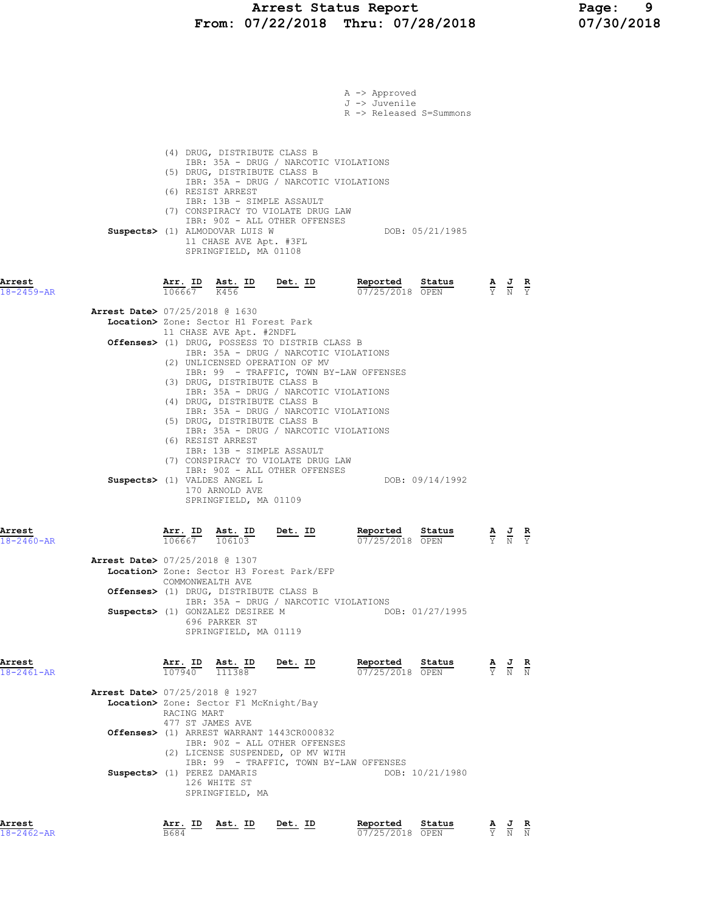A -> Approved
J -> Juvenile
R -> Released S=Summons

(4) DRUG, DISTRIBUTE CLASS B
IBR: 35A - DRUG / NARCOTIC VIOLATIONS
(5) DRUG, DISTRIBUTE CLASS B
IBR: 35A - DRUG / NARCOTIC VIOLATIONS
(6) RESIST ARREST
IBR: 13B - SIMPLE ASSAULT
(7) CONSPIRACY TO VIOLATE DRUG LAW
IBR: 90Z - ALL OTHER OFFENSES

**Suspects>** (1) ALMODOVAR LUIS W — DOB: 05/21/1985
11 CHASE AVE Apt. #3FL
SPRINGFIELD, MA 01108

| Arrest | Arr. ID | Ast. ID | Det. ID | Reported | Status | A | J | R |
|---|---|---|---|---|---|---|---|---|
| 18-2459-AR | 106667 | K456 | | 07/25/2018 | OPEN | Y | N | Y |

**Arrest Date>** 07/25/2018 @ 1630
**Location>** Zone: Sector H1 Forest Park
11 CHASE AVE Apt. #2NDFL
**Offenses>** (1) DRUG, POSSESS TO DISTRIB CLASS B
IBR: 35A - DRUG / NARCOTIC VIOLATIONS
(2) UNLICENSED OPERATION OF MV
IBR: 99 - TRAFFIC, TOWN BY-LAW OFFENSES
(3) DRUG, DISTRIBUTE CLASS B
IBR: 35A - DRUG / NARCOTIC VIOLATIONS
(4) DRUG, DISTRIBUTE CLASS B
IBR: 35A - DRUG / NARCOTIC VIOLATIONS
(5) DRUG, DISTRIBUTE CLASS B
IBR: 35A - DRUG / NARCOTIC VIOLATIONS
(6) RESIST ARREST
IBR: 13B - SIMPLE ASSAULT
(7) CONSPIRACY TO VIOLATE DRUG LAW
IBR: 90Z - ALL OTHER OFFENSES
**Suspects>** (1) VALDES ANGEL L — DOB: 09/14/1992
170 ARNOLD AVE
SPRINGFIELD, MA 01109

| Arrest | Arr. ID | Ast. ID | Det. ID | Reported | Status | A | J | R |
|---|---|---|---|---|---|---|---|---|
| 18-2460-AR | 106667 | 106103 | | 07/25/2018 | OPEN | Y | N | Y |

**Arrest Date>** 07/25/2018 @ 1307
**Location>** Zone: Sector H3 Forest Park/EFP
COMMONWEALTH AVE
**Offenses>** (1) DRUG, DISTRIBUTE CLASS B
IBR: 35A - DRUG / NARCOTIC VIOLATIONS
**Suspects>** (1) GONZALEZ DESIREE M — DOB: 01/27/1995
696 PARKER ST
SPRINGFIELD, MA 01119

| Arrest | Arr. ID | Ast. ID | Det. ID | Reported | Status | A | J | R |
|---|---|---|---|---|---|---|---|---|
| 18-2461-AR | 107940 | 111388 | | 07/25/2018 | OPEN | Y | N | N |

**Arrest Date>** 07/25/2018 @ 1927
**Location>** Zone: Sector F1 McKnight/Bay
RACING MART
477 ST JAMES AVE
**Offenses>** (1) ARREST WARRANT 1443CR000832
IBR: 90Z - ALL OTHER OFFENSES
(2) LICENSE SUSPENDED, OP MV WITH
IBR: 99 - TRAFFIC, TOWN BY-LAW OFFENSES
**Suspects>** (1) PEREZ DAMARIS — DOB: 10/21/1980
126 WHITE ST
SPRINGFIELD, MA

| Arrest | Arr. ID | Ast. ID | Det. ID | Reported | Status | A | J | R |
|---|---|---|---|---|---|---|---|---|
| 18-2462-AR | B684 | | | 07/25/2018 | OPEN | Y | N | N |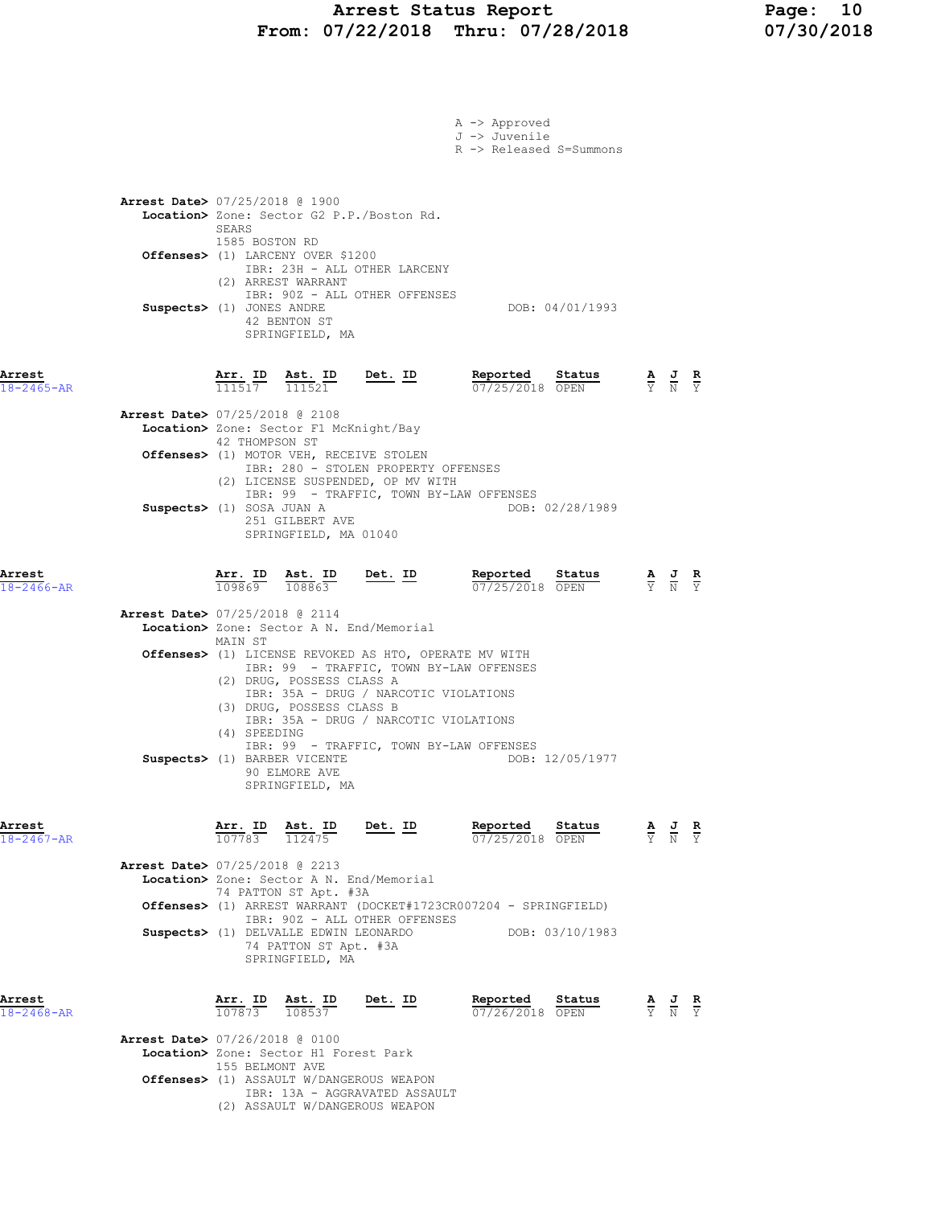A -> Approved
J -> Juvenile
R -> Released S=Summons

**Arrest Date>** 07/25/2018 @ 1900
**Location>** Zone: Sector G2 P.P./Boston Rd.
SEARS
1585 BOSTON RD
**Offenses>** (1) LARCENY OVER $1200
IBR: 23H - ALL OTHER LARCENY
(2) ARREST WARRANT
IBR: 90Z - ALL OTHER OFFENSES
**Suspects>** (1) JONES ANDRE DOB: 04/01/1993
42 BENTON ST
SPRINGFIELD, MA

| Arrest | Arr. ID | Ast. ID | Det. ID | Reported | Status | A | J | R |
|---|---|---|---|---|---|---|---|---|
| 18-2465-AR | 111517 | 111521 | | 07/25/2018 | OPEN | Y | N | Y |

**Arrest Date>** 07/25/2018 @ 2108
**Location>** Zone: Sector F1 McKnight/Bay
42 THOMPSON ST
**Offenses>** (1) MOTOR VEH, RECEIVE STOLEN
IBR: 280 - STOLEN PROPERTY OFFENSES
(2) LICENSE SUSPENDED, OP MV WITH
IBR: 99 - TRAFFIC, TOWN BY-LAW OFFENSES
**Suspects>** (1) SOSA JUAN A DOB: 02/28/1989
251 GILBERT AVE
SPRINGFIELD, MA 01040

| Arrest | Arr. ID | Ast. ID | Det. ID | Reported | Status | A | J | R |
|---|---|---|---|---|---|---|---|---|
| 18-2466-AR | 109869 | 108863 | | 07/25/2018 | OPEN | Y | N | Y |

**Arrest Date>** 07/25/2018 @ 2114
**Location>** Zone: Sector A N. End/Memorial
MAIN ST
**Offenses>** (1) LICENSE REVOKED AS HTO, OPERATE MV WITH
IBR: 99 - TRAFFIC, TOWN BY-LAW OFFENSES
(2) DRUG, POSSESS CLASS A
IBR: 35A - DRUG / NARCOTIC VIOLATIONS
(3) DRUG, POSSESS CLASS B
IBR: 35A - DRUG / NARCOTIC VIOLATIONS
(4) SPEEDING
IBR: 99 - TRAFFIC, TOWN BY-LAW OFFENSES
**Suspects>** (1) BARBER VICENTE DOB: 12/05/1977
90 ELMORE AVE
SPRINGFIELD, MA

| Arrest | Arr. ID | Ast. ID | Det. ID | Reported | Status | A | J | R |
|---|---|---|---|---|---|---|---|---|
| 18-2467-AR | 107783 | 112475 | | 07/25/2018 | OPEN | Y | N | Y |

**Arrest Date>** 07/25/2018 @ 2213
**Location>** Zone: Sector A N. End/Memorial
74 PATTON ST Apt. #3A
**Offenses>** (1) ARREST WARRANT (DOCKET#1723CR007204 - SPRINGFIELD)
IBR: 90Z - ALL OTHER OFFENSES
**Suspects>** (1) DELVALLE EDWIN LEONARDO DOB: 03/10/1983
74 PATTON ST Apt. #3A
SPRINGFIELD, MA

| Arrest | Arr. ID | Ast. ID | Det. ID | Reported | Status | A | J | R |
|---|---|---|---|---|---|---|---|---|
| 18-2468-AR | 107873 | 108537 | | 07/26/2018 | OPEN | Y | N | Y |

**Arrest Date>** 07/26/2018 @ 0100
**Location>** Zone: Sector H1 Forest Park
155 BELMONT AVE
**Offenses>** (1) ASSAULT W/DANGEROUS WEAPON
IBR: 13A - AGGRAVATED ASSAULT
(2) ASSAULT W/DANGEROUS WEAPON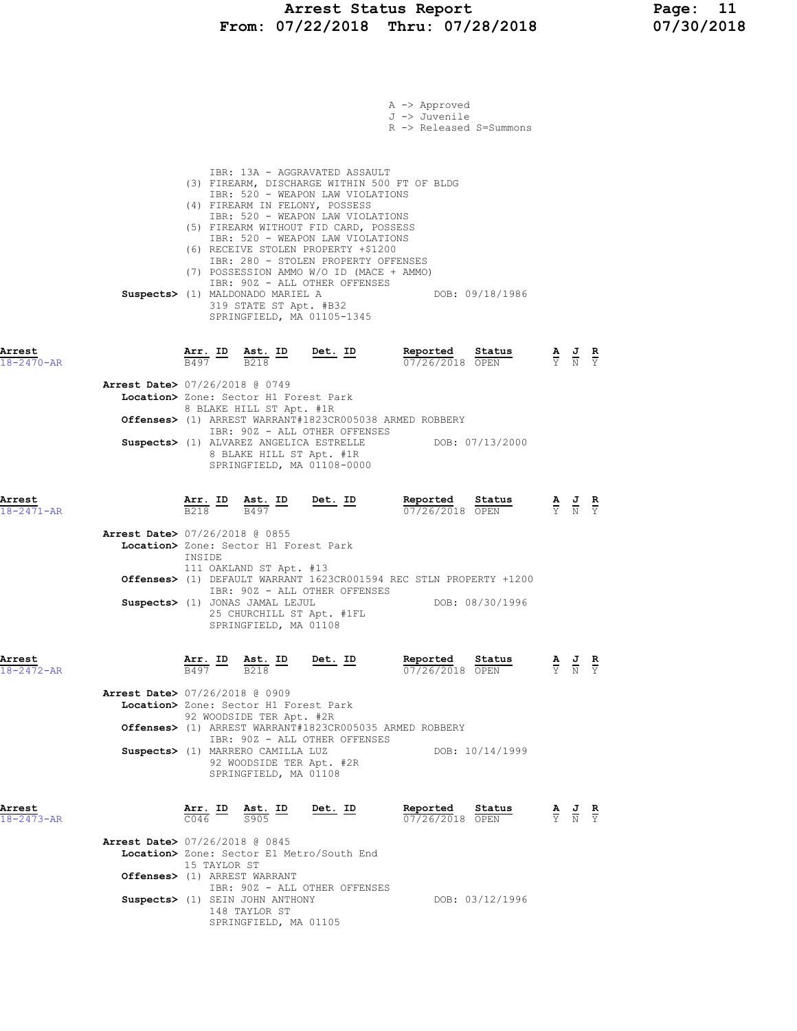A -> Approved
J -> Juvenile
R -> Released S=Summons

IBR: 13A - AGGRAVATED ASSAULT
(3) FIREARM, DISCHARGE WITHIN 500 FT OF BLDG
IBR: 520 - WEAPON LAW VIOLATIONS
(4) FIREARM IN FELONY, POSSESS
IBR: 520 - WEAPON LAW VIOLATIONS
(5) FIREARM WITHOUT FID CARD, POSSESS
IBR: 520 - WEAPON LAW VIOLATIONS
(6) RECEIVE STOLEN PROPERTY +$1200
IBR: 280 - STOLEN PROPERTY OFFENSES
(7) POSSESSION AMMO W/O ID (MACE + AMMO)
IBR: 90Z - ALL OTHER OFFENSES

**Suspects>** (1) MALDONADO MARIEL A DOB: 09/18/1986
319 STATE ST Apt. #B32
SPRINGFIELD, MA 01105-1345

| Arrest | Arr. ID | Ast. ID | Det. ID | Reported | Status | A | J | R |
|---|---|---|---|---|---|---|---|---|
| 18-2470-AR | B497 | B218 | | 07/26/2018 | OPEN | Y | N | Y |

**Arrest Date>** 07/26/2018 @ 0749
**Location>** Zone: Sector H1 Forest Park
8 BLAKE HILL ST Apt. #1R
**Offenses>** (1) ARREST WARRANT#1823CR005038 ARMED ROBBERY
IBR: 90Z - ALL OTHER OFFENSES
**Suspects>** (1) ALVAREZ ANGELICA ESTRELLE DOB: 07/13/2000
8 BLAKE HILL ST Apt. #1R
SPRINGFIELD, MA 01108-0000

| Arrest | Arr. ID | Ast. ID | Det. ID | Reported | Status | A | J | R |
|---|---|---|---|---|---|---|---|---|
| 18-2471-AR | B218 | B497 | | 07/26/2018 | OPEN | Y | N | Y |

**Arrest Date>** 07/26/2018 @ 0855
**Location>** Zone: Sector H1 Forest Park
INSIDE
111 OAKLAND ST Apt. #13
**Offenses>** (1) DEFAULT WARRANT 1623CR001594 REC STLN PROPERTY +1200
IBR: 90Z - ALL OTHER OFFENSES
**Suspects>** (1) JONAS JAMAL LEJUL DOB: 08/30/1996
25 CHURCHILL ST Apt. #1FL
SPRINGFIELD, MA 01108

| Arrest | Arr. ID | Ast. ID | Det. ID | Reported | Status | A | J | R |
|---|---|---|---|---|---|---|---|---|
| 18-2472-AR | B497 | B218 | | 07/26/2018 | OPEN | Y | N | Y |

**Arrest Date>** 07/26/2018 @ 0909
**Location>** Zone: Sector H1 Forest Park
92 WOODSIDE TER Apt. #2R
**Offenses>** (1) ARREST WARRANT#1823CR005035 ARMED ROBBERY
IBR: 90Z - ALL OTHER OFFENSES
**Suspects>** (1) MARRERO CAMILLA LUZ DOB: 10/14/1999
92 WOODSIDE TER Apt. #2R
SPRINGFIELD, MA 01108

| Arrest | Arr. ID | Ast. ID | Det. ID | Reported | Status | A | J | R |
|---|---|---|---|---|---|---|---|---|
| 18-2473-AR | C046 | S905 | | 07/26/2018 | OPEN | Y | N | Y |

**Arrest Date>** 07/26/2018 @ 0845
**Location>** Zone: Sector E1 Metro/South End
15 TAYLOR ST
**Offenses>** (1) ARREST WARRANT
IBR: 90Z - ALL OTHER OFFENSES
**Suspects>** (1) SEIN JOHN ANTHONY DOB: 03/12/1996
148 TAYLOR ST
SPRINGFIELD, MA 01105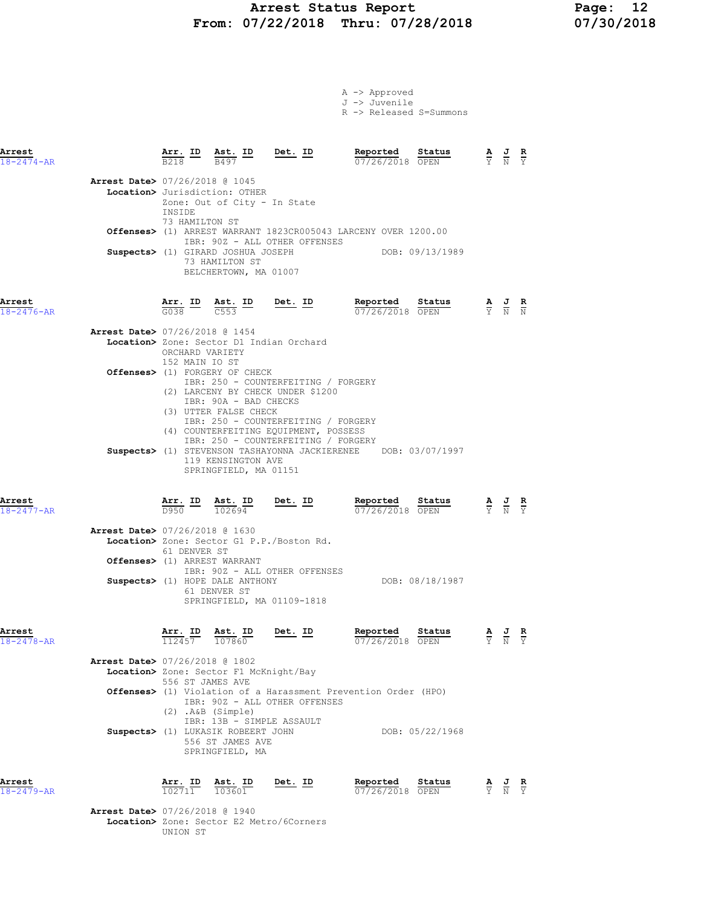# Arrest Status Report
## From: 07/22/2018 Thru: 07/28/2018

A -> Approved
J -> Juvenile
R -> Released S=Summons

| Arrest | Arr. ID | Ast. ID | Det. ID | Reported | Status | A | J | R |
|---|---|---|---|---|---|---|---|---|
| 18-2474-AR | B218 | B497 | | 07/26/2018 | OPEN | Y | N | Y |

**Arrest Date>** 07/26/2018 @ 1045
**Location>** Jurisdiction: OTHER
Zone: Out of City - In State
INSIDE
73 HAMILTON ST
**Offenses>** (1) ARREST WARRANT 1823CR005043 LARCENY OVER 1200.00
IBR: 90Z - ALL OTHER OFFENSES
**Suspects>** (1) GIRARD JOSHUA JOSEPH DOB: 09/13/1989
73 HAMILTON ST
BELCHERTOWN, MA 01007

| Arrest | Arr. ID | Ast. ID | Det. ID | Reported | Status | A | J | R |
|---|---|---|---|---|---|---|---|---|
| 18-2476-AR | G038 | C553 | | 07/26/2018 | OPEN | Y | N | N |

**Arrest Date>** 07/26/2018 @ 1454
**Location>** Zone: Sector D1 Indian Orchard
ORCHARD VARIETY
152 MAIN IO ST
**Offenses>** (1) FORGERY OF CHECK
IBR: 250 - COUNTERFEITING / FORGERY
(2) LARCENY BY CHECK UNDER $1200
IBR: 90A - BAD CHECKS
(3) UTTER FALSE CHECK
IBR: 250 - COUNTERFEITING / FORGERY
(4) COUNTERFEITING EQUIPMENT, POSSESS
IBR: 250 - COUNTERFEITING / FORGERY
**Suspects>** (1) STEVENSON TASHAYONNA JACKIERENEE DOB: 03/07/1997
119 KENSINGTON AVE
SPRINGFIELD, MA 01151

| Arrest | Arr. ID | Ast. ID | Det. ID | Reported | Status | A | J | R |
|---|---|---|---|---|---|---|---|---|
| 18-2477-AR | D950 | 102694 | | 07/26/2018 | OPEN | Y | N | Y |

**Arrest Date>** 07/26/2018 @ 1630
**Location>** Zone: Sector G1 P.P./Boston Rd.
61 DENVER ST
**Offenses>** (1) ARREST WARRANT
IBR: 90Z - ALL OTHER OFFENSES
**Suspects>** (1) HOPE DALE ANTHONY DOB: 08/18/1987
61 DENVER ST
SPRINGFIELD, MA 01109-1818

| Arrest | Arr. ID | Ast. ID | Det. ID | Reported | Status | A | J | R |
|---|---|---|---|---|---|---|---|---|
| 18-2478-AR | 112457 | 107860 | | 07/26/2018 | OPEN | Y | N | Y |

**Arrest Date>** 07/26/2018 @ 1802
**Location>** Zone: Sector F1 McKnight/Bay
556 ST JAMES AVE
**Offenses>** (1) Violation of a Harassment Prevention Order (HPO)
IBR: 90Z - ALL OTHER OFFENSES
(2) .A&B (Simple)
IBR: 13B - SIMPLE ASSAULT
**Suspects>** (1) LUKASIK ROBEERT JOHN DOB: 05/22/1968
556 ST JAMES AVE
SPRINGFIELD, MA

| Arrest | Arr. ID | Ast. ID | Det. ID | Reported | Status | A | J | R |
|---|---|---|---|---|---|---|---|---|
| 18-2479-AR | 102711 | 103601 | | 07/26/2018 | OPEN | Y | N | Y |

**Arrest Date>** 07/26/2018 @ 1940
**Location>** Zone: Sector E2 Metro/6Corners
UNION ST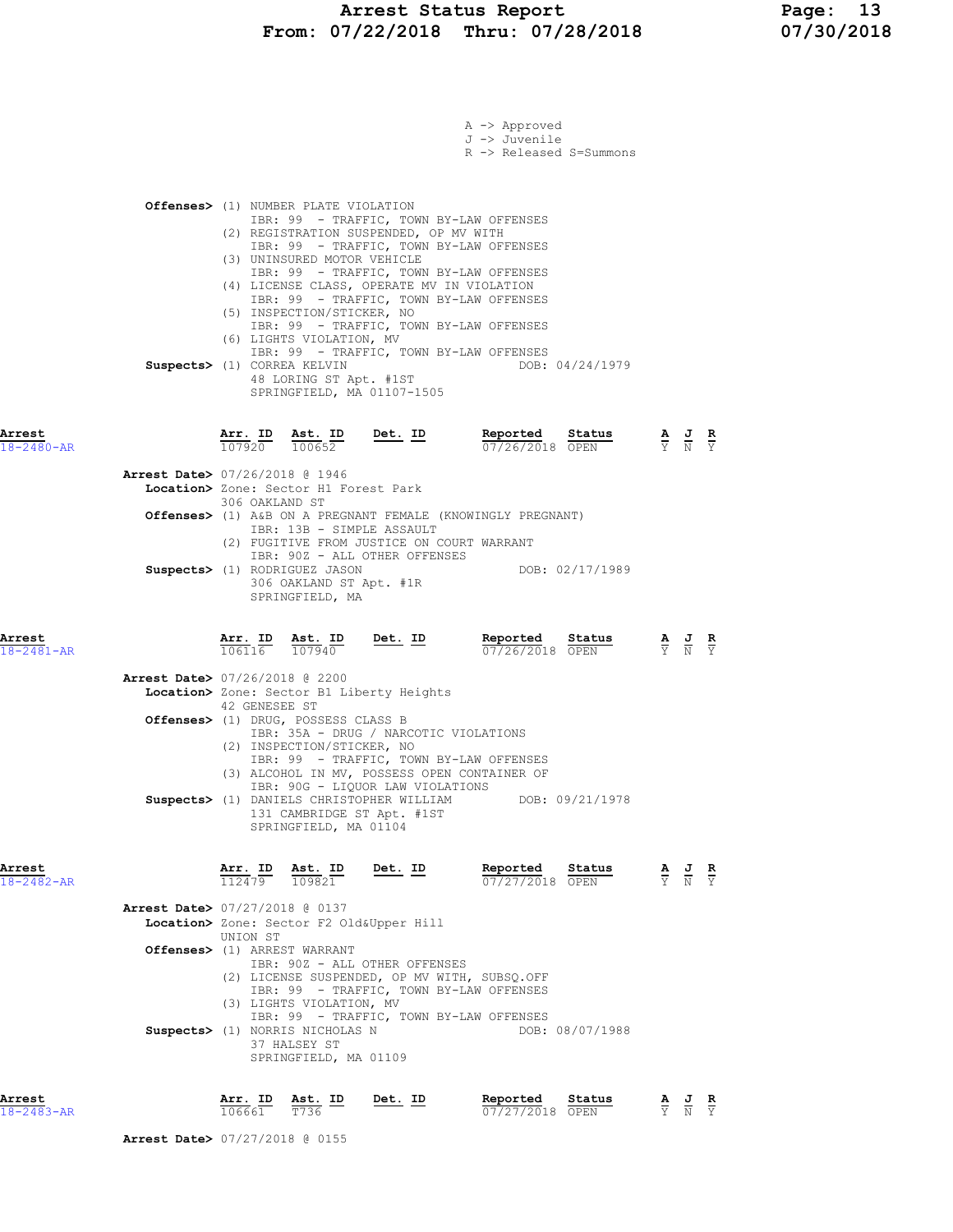A -> Approved
J -> Juvenile
R -> Released S=Summons

**Offenses>** (1) NUMBER PLATE VIOLATION
IBR: 99 - TRAFFIC, TOWN BY-LAW OFFENSES
(2) REGISTRATION SUSPENDED, OP MV WITH
IBR: 99 - TRAFFIC, TOWN BY-LAW OFFENSES
(3) UNINSURED MOTOR VEHICLE
IBR: 99 - TRAFFIC, TOWN BY-LAW OFFENSES
(4) LICENSE CLASS, OPERATE MV IN VIOLATION
IBR: 99 - TRAFFIC, TOWN BY-LAW OFFENSES
(5) INSPECTION/STICKER, NO
IBR: 99 - TRAFFIC, TOWN BY-LAW OFFENSES
(6) LIGHTS VIOLATION, MV
IBR: 99 - TRAFFIC, TOWN BY-LAW OFFENSES

**Suspects>** (1) CORREA KELVIN DOB: 04/24/1979
48 LORING ST Apt. #1ST
SPRINGFIELD, MA 01107-1505

| Arrest | Arr. ID | Ast. ID | Det. ID | Reported | Status | A | J | R |
|---|---|---|---|---|---|---|---|---|
| 18-2480-AR | 107920 | 100652 | | 07/26/2018 | OPEN | Y | N | Y |

**Arrest Date>** 07/26/2018 @ 1946
**Location>** Zone: Sector H1 Forest Park
306 OAKLAND ST
**Offenses>** (1) A&B ON A PREGNANT FEMALE (KNOWINGLY PREGNANT)
IBR: 13B - SIMPLE ASSAULT
(2) FUGITIVE FROM JUSTICE ON COURT WARRANT
IBR: 90Z - ALL OTHER OFFENSES
**Suspects>** (1) RODRIGUEZ JASON DOB: 02/17/1989
306 OAKLAND ST Apt. #1R
SPRINGFIELD, MA

| Arrest | Arr. ID | Ast. ID | Det. ID | Reported | Status | A | J | R |
|---|---|---|---|---|---|---|---|---|
| 18-2481-AR | 106116 | 107940 | | 07/26/2018 | OPEN | Y | N | Y |

**Arrest Date>** 07/26/2018 @ 2200
**Location>** Zone: Sector B1 Liberty Heights
42 GENESEE ST
**Offenses>** (1) DRUG, POSSESS CLASS B
IBR: 35A - DRUG / NARCOTIC VIOLATIONS
(2) INSPECTION/STICKER, NO
IBR: 99 - TRAFFIC, TOWN BY-LAW OFFENSES
(3) ALCOHOL IN MV, POSSESS OPEN CONTAINER OF
IBR: 90G - LIQUOR LAW VIOLATIONS
**Suspects>** (1) DANIELS CHRISTOPHER WILLIAM DOB: 09/21/1978
131 CAMBRIDGE ST Apt. #1ST
SPRINGFIELD, MA 01104

| Arrest | Arr. ID | Ast. ID | Det. ID | Reported | Status | A | J | R |
|---|---|---|---|---|---|---|---|---|
| 18-2482-AR | 112479 | 109821 | | 07/27/2018 | OPEN | Y | N | Y |

**Arrest Date>** 07/27/2018 @ 0137
**Location>** Zone: Sector F2 Old&Upper Hill
UNION ST
**Offenses>** (1) ARREST WARRANT
IBR: 90Z - ALL OTHER OFFENSES
(2) LICENSE SUSPENDED, OP MV WITH, SUBSQ.OFF
IBR: 99 - TRAFFIC, TOWN BY-LAW OFFENSES
(3) LIGHTS VIOLATION, MV
IBR: 99 - TRAFFIC, TOWN BY-LAW OFFENSES
**Suspects>** (1) NORRIS NICHOLAS N DOB: 08/07/1988
37 HALSEY ST
SPRINGFIELD, MA 01109

| Arrest | Arr. ID | Ast. ID | Det. ID | Reported | Status | A | J | R |
|---|---|---|---|---|---|---|---|---|
| 18-2483-AR | 106661 | T736 | | 07/27/2018 | OPEN | Y | N | Y |

**Arrest Date>** 07/27/2018 @ 0155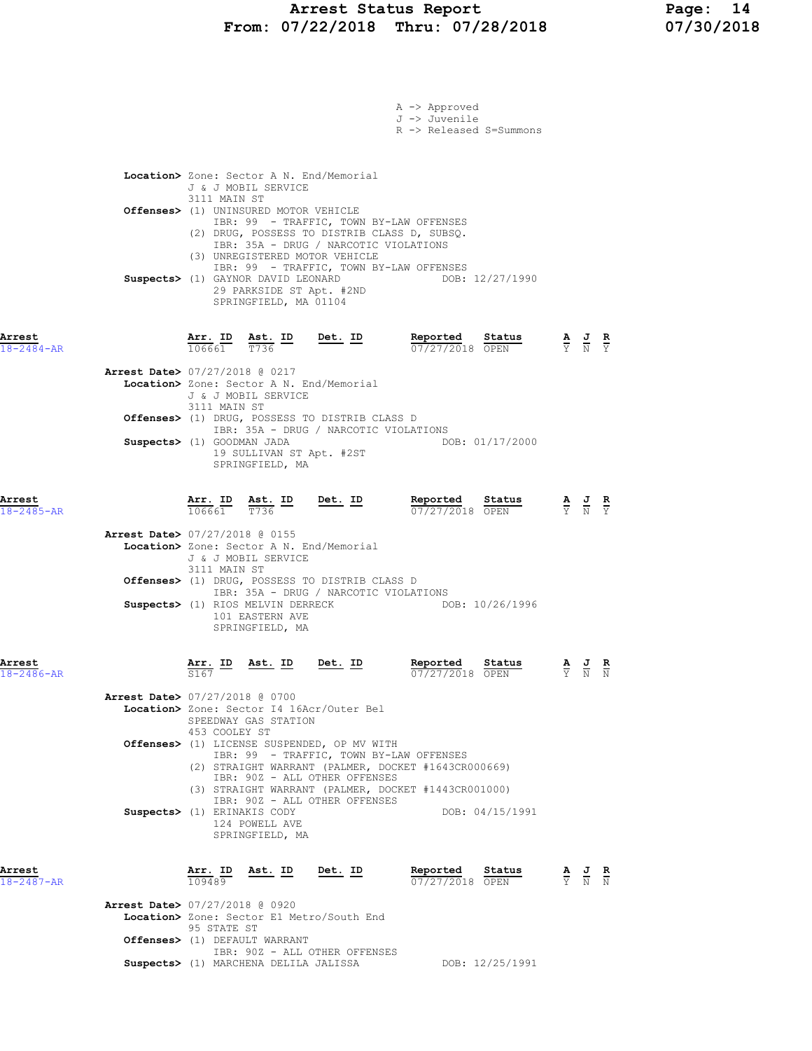# Arrest Status Report
## From: 07/22/2018 Thru: 07/28/2018

A -> Approved
J -> Juvenile
R -> Released S=Summons

**Location>** Zone: Sector A N. End/Memorial
J & J MOBIL SERVICE
3111 MAIN ST

**Offenses>** (1) UNINSURED MOTOR VEHICLE
IBR: 99 - TRAFFIC, TOWN BY-LAW OFFENSES
(2) DRUG, POSSESS TO DISTRIB CLASS D, SUBSQ.
IBR: 35A - DRUG / NARCOTIC VIOLATIONS
(3) UNREGISTERED MOTOR VEHICLE
IBR: 99 - TRAFFIC, TOWN BY-LAW OFFENSES

**Suspects>** (1) GAYNOR DAVID LEONARD — DOB: 12/27/1990
29 PARKSIDE ST Apt. #2ND
SPRINGFIELD, MA 01104

| Arrest | Arr. ID | Ast. ID | Det. ID | Reported | Status | A | J | R |
|---|---|---|---|---|---|---|---|---|
| 18-2484-AR | 106661 | T736 | | 07/27/2018 | OPEN | Y | N | Y |

**Arrest Date>** 07/27/2018 @ 0217
**Location>** Zone: Sector A N. End/Memorial
J & J MOBIL SERVICE
3111 MAIN ST

**Offenses>** (1) DRUG, POSSESS TO DISTRIB CLASS D
IBR: 35A - DRUG / NARCOTIC VIOLATIONS

**Suspects>** (1) GOODMAN JADA — DOB: 01/17/2000
19 SULLIVAN ST Apt. #2ST
SPRINGFIELD, MA

| Arrest | Arr. ID | Ast. ID | Det. ID | Reported | Status | A | J | R |
|---|---|---|---|---|---|---|---|---|
| 18-2485-AR | 106661 | T736 | | 07/27/2018 | OPEN | Y | N | Y |

**Arrest Date>** 07/27/2018 @ 0155
**Location>** Zone: Sector A N. End/Memorial
J & J MOBIL SERVICE
3111 MAIN ST

**Offenses>** (1) DRUG, POSSESS TO DISTRIB CLASS D
IBR: 35A - DRUG / NARCOTIC VIOLATIONS

**Suspects>** (1) RIOS MELVIN DERRECK — DOB: 10/26/1996
101 EASTERN AVE
SPRINGFIELD, MA

| Arrest | Arr. ID | Ast. ID | Det. ID | Reported | Status | A | J | R |
|---|---|---|---|---|---|---|---|---|
| 18-2486-AR | S167 | | | 07/27/2018 | OPEN | Y | N | N |

**Arrest Date>** 07/27/2018 @ 0700
**Location>** Zone: Sector I4 16Acr/Outer Bel
SPEEDWAY GAS STATION
453 COOLEY ST

**Offenses>** (1) LICENSE SUSPENDED, OP MV WITH
IBR: 99 - TRAFFIC, TOWN BY-LAW OFFENSES
(2) STRAIGHT WARRANT (PALMER, DOCKET #1643CR000669)
IBR: 90Z - ALL OTHER OFFENSES
(3) STRAIGHT WARRANT (PALMER, DOCKET #1443CR001000)
IBR: 90Z - ALL OTHER OFFENSES

**Suspects>** (1) ERINAKIS CODY — DOB: 04/15/1991
124 POWELL AVE
SPRINGFIELD, MA

| Arrest | Arr. ID | Ast. ID | Det. ID | Reported | Status | A | J | R |
|---|---|---|---|---|---|---|---|---|
| 18-2487-AR | 109489 | | | 07/27/2018 | OPEN | Y | N | N |

**Arrest Date>** 07/27/2018 @ 0920
**Location>** Zone: Sector E1 Metro/South End
95 STATE ST

**Offenses>** (1) DEFAULT WARRANT
IBR: 90Z - ALL OTHER OFFENSES

**Suspects>** (1) MARCHENA DELILA JALISSA — DOB: 12/25/1991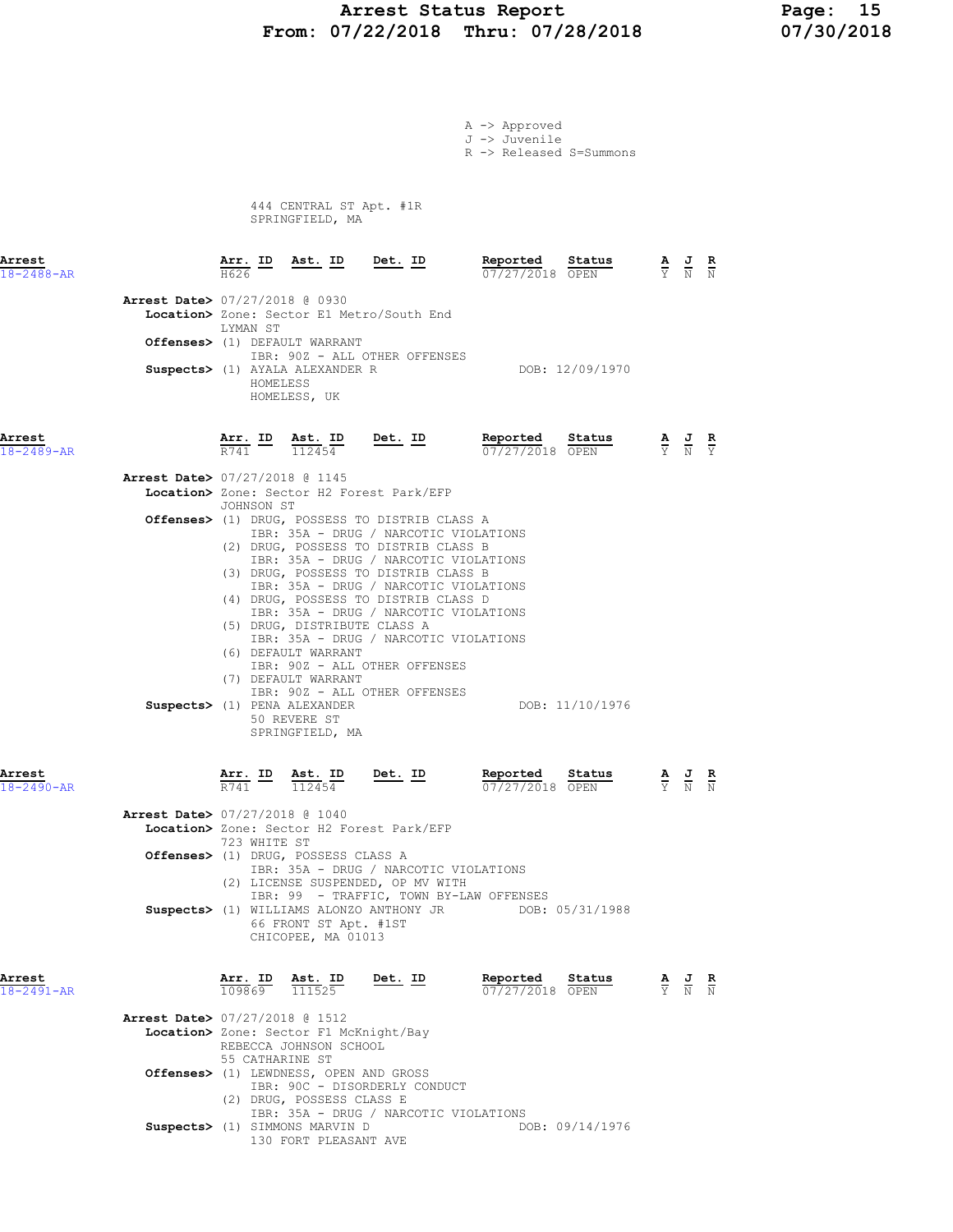A -> Approved
J -> Juvenile
R -> Released S=Summons

444 CENTRAL ST Apt. #1R
SPRINGFIELD, MA

**Arrest** 18-2488-AR

| Arr. ID | Ast. ID | Det. ID | Reported | Status | A | J | R |
|---|---|---|---|---|---|---|---|
| H626 | | | 07/27/2018 | OPEN | Y | N | N |

**Arrest Date>** 07/27/2018 @ 0930
**Location>** Zone: Sector E1 Metro/South End
LYMAN ST
**Offenses>** (1) DEFAULT WARRANT
IBR: 90Z - ALL OTHER OFFENSES
**Suspects>** (1) AYALA ALEXANDER R DOB: 12/09/1970
HOMELESS
HOMELESS, UK

**Arrest** 18-2489-AR

| Arr. ID | Ast. ID | Det. ID | Reported | Status | A | J | R |
|---|---|---|---|---|---|---|---|
| R741 | 112454 | | 07/27/2018 | OPEN | Y | N | Y |

**Arrest Date>** 07/27/2018 @ 1145
**Location>** Zone: Sector H2 Forest Park/EFP
JOHNSON ST
**Offenses>** (1) DRUG, POSSESS TO DISTRIB CLASS A
IBR: 35A - DRUG / NARCOTIC VIOLATIONS
(2) DRUG, POSSESS TO DISTRIB CLASS B
IBR: 35A - DRUG / NARCOTIC VIOLATIONS
(3) DRUG, POSSESS TO DISTRIB CLASS B
IBR: 35A - DRUG / NARCOTIC VIOLATIONS
(4) DRUG, POSSESS TO DISTRIB CLASS D
IBR: 35A - DRUG / NARCOTIC VIOLATIONS
(5) DRUG, DISTRIBUTE CLASS A
IBR: 35A - DRUG / NARCOTIC VIOLATIONS
(6) DEFAULT WARRANT
IBR: 90Z - ALL OTHER OFFENSES
(7) DEFAULT WARRANT
IBR: 90Z - ALL OTHER OFFENSES
**Suspects>** (1) PENA ALEXANDER DOB: 11/10/1976
50 REVERE ST
SPRINGFIELD, MA

**Arrest** 18-2490-AR

| Arr. ID | Ast. ID | Det. ID | Reported | Status | A | J | R |
|---|---|---|---|---|---|---|---|
| R741 | 112454 | | 07/27/2018 | OPEN | Y | N | N |

**Arrest Date>** 07/27/2018 @ 1040
**Location>** Zone: Sector H2 Forest Park/EFP
723 WHITE ST
**Offenses>** (1) DRUG, POSSESS CLASS A
IBR: 35A - DRUG / NARCOTIC VIOLATIONS
(2) LICENSE SUSPENDED, OP MV WITH
IBR: 99 - TRAFFIC, TOWN BY-LAW OFFENSES
**Suspects>** (1) WILLIAMS ALONZO ANTHONY JR DOB: 05/31/1988
66 FRONT ST Apt. #1ST
CHICOPEE, MA 01013

**Arrest** 18-2491-AR

| Arr. ID | Ast. ID | Det. ID | Reported | Status | A | J | R |
|---|---|---|---|---|---|---|---|
| 109869 | 111525 | | 07/27/2018 | OPEN | Y | N | N |

**Arrest Date>** 07/27/2018 @ 1512
**Location>** Zone: Sector F1 McKnight/Bay
REBECCA JOHNSON SCHOOL
55 CATHARINE ST
**Offenses>** (1) LEWDNESS, OPEN AND GROSS
IBR: 90C - DISORDERLY CONDUCT
(2) DRUG, POSSESS CLASS E
IBR: 35A - DRUG / NARCOTIC VIOLATIONS
**Suspects>** (1) SIMMONS MARVIN D DOB: 09/14/1976
130 FORT PLEASANT AVE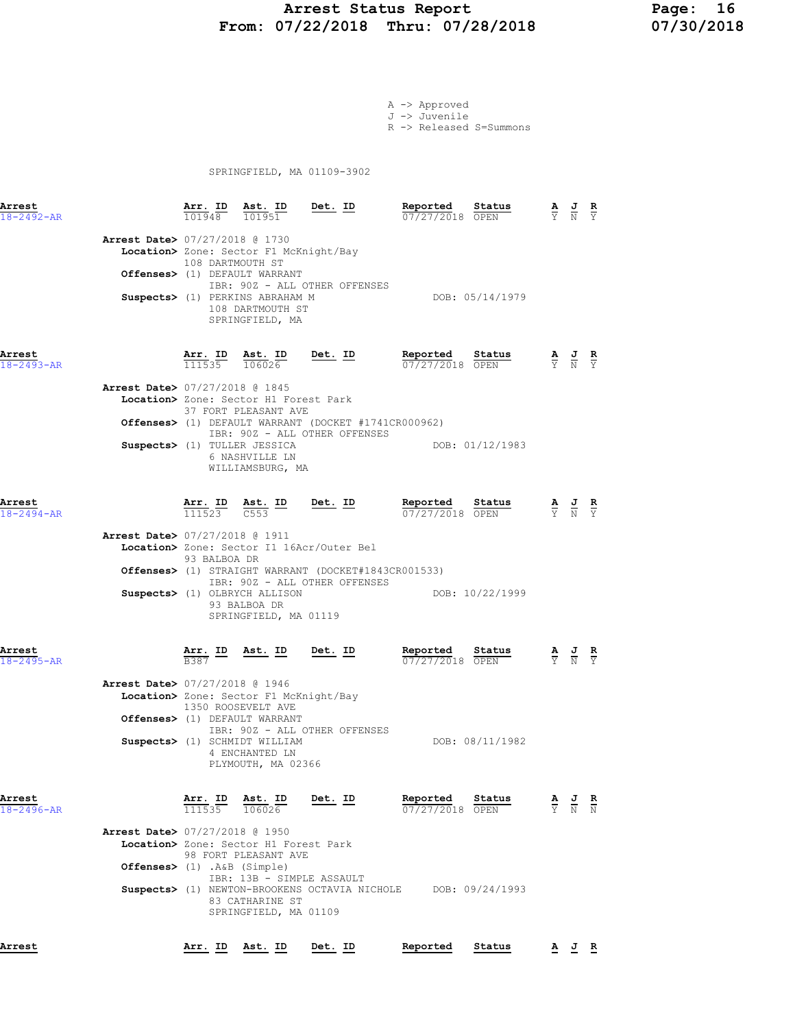A -> Approved
J -> Juvenile
R -> Released S=Summons

SPRINGFIELD, MA 01109-3902

| Arrest | Arr. ID | Ast. ID | Det. ID | Reported | Status | A | J | R |
|---|---|---|---|---|---|---|---|---|
| 18-2492-AR | 101948 | 101951 | | 07/27/2018 | OPEN | Y | N | Y |

**Arrest Date>** 07/27/2018 @ 1730
**Location>** Zone: Sector F1 McKnight/Bay
108 DARTMOUTH ST
**Offenses>** (1) DEFAULT WARRANT
IBR: 90Z - ALL OTHER OFFENSES
**Suspects>** (1) PERKINS ABRAHAM M — DOB: 05/14/1979
108 DARTMOUTH ST
SPRINGFIELD, MA

| Arrest | Arr. ID | Ast. ID | Det. ID | Reported | Status | A | J | R |
|---|---|---|---|---|---|---|---|---|
| 18-2493-AR | 111535 | 106026 | | 07/27/2018 | OPEN | Y | N | Y |

**Arrest Date>** 07/27/2018 @ 1845
**Location>** Zone: Sector H1 Forest Park
37 FORT PLEASANT AVE
**Offenses>** (1) DEFAULT WARRANT (DOCKET #1741CR000962)
IBR: 90Z - ALL OTHER OFFENSES
**Suspects>** (1) TULLER JESSICA — DOB: 01/12/1983
6 NASHVILLE LN
WILLIAMSBURG, MA

| Arrest | Arr. ID | Ast. ID | Det. ID | Reported | Status | A | J | R |
|---|---|---|---|---|---|---|---|---|
| 18-2494-AR | 111523 | C553 | | 07/27/2018 | OPEN | Y | N | Y |

**Arrest Date>** 07/27/2018 @ 1911
**Location>** Zone: Sector I1 16Acr/Outer Bel
93 BALBOA DR
**Offenses>** (1) STRAIGHT WARRANT (DOCKET#1843CR001533)
IBR: 90Z - ALL OTHER OFFENSES
**Suspects>** (1) OLBRYCH ALLISON — DOB: 10/22/1999
93 BALBOA DR
SPRINGFIELD, MA 01119

| Arrest | Arr. ID | Ast. ID | Det. ID | Reported | Status | A | J | R |
|---|---|---|---|---|---|---|---|---|
| 18-2495-AR | B387 | | | 07/27/2018 | OPEN | Y | N | Y |

**Arrest Date>** 07/27/2018 @ 1946
**Location>** Zone: Sector F1 McKnight/Bay
1350 ROOSEVELT AVE
**Offenses>** (1) DEFAULT WARRANT
IBR: 90Z - ALL OTHER OFFENSES
**Suspects>** (1) SCHMIDT WILLIAM — DOB: 08/11/1982
4 ENCHANTED LN
PLYMOUTH, MA 02366

| Arrest | Arr. ID | Ast. ID | Det. ID | Reported | Status | A | J | R |
|---|---|---|---|---|---|---|---|---|
| 18-2496-AR | 111535 | 106026 | | 07/27/2018 | OPEN | Y | N | N |

**Arrest Date>** 07/27/2018 @ 1950
**Location>** Zone: Sector H1 Forest Park
98 FORT PLEASANT AVE
**Offenses>** (1) .A&B (Simple)
IBR: 13B - SIMPLE ASSAULT
**Suspects>** (1) NEWTON-BROOKENS OCTAVIA NICHOLE — DOB: 09/24/1993
83 CATHARINE ST
SPRINGFIELD, MA 01109

| Arrest | Arr. ID | Ast. ID | Det. ID | Reported | Status | A | J | R |
|---|---|---|---|---|---|---|---|---|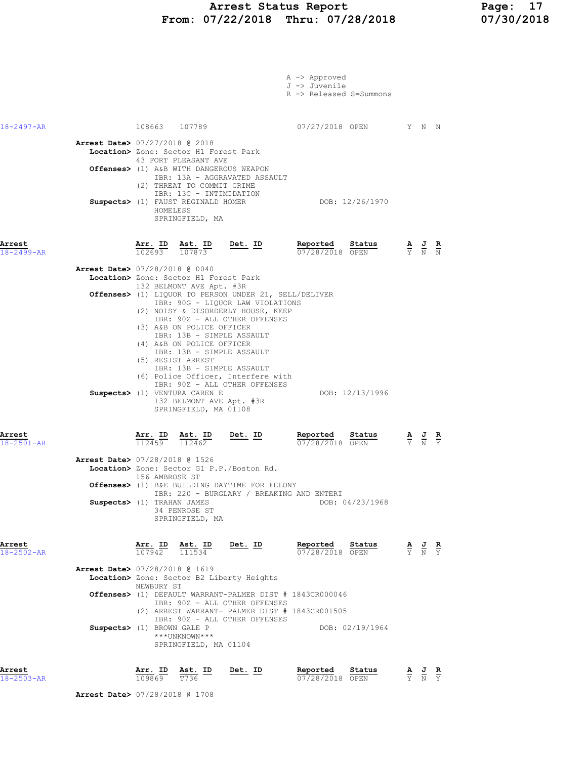# Arrest Status Report
## From: 07/22/2018 Thru: 07/28/2018

A -> Approved
J -> Juvenile
R -> Released S=Summons

| Arrest | Arr. ID | Ast. ID | Det. ID | Reported | Status | A | J | R |
|---|---|---|---|---|---|---|---|---|
| 18-2497-AR | 108663 | 107789 | | 07/27/2018 | OPEN | Y | N | N |

**Arrest Date>** 07/27/2018 @ 2018
**Location>** Zone: Sector H1 Forest Park
43 FORT PLEASANT AVE
**Offenses>** (1) A&B WITH DANGEROUS WEAPON
IBR: 13A - AGGRAVATED ASSAULT
(2) THREAT TO COMMIT CRIME
IBR: 13C - INTIMIDATION
**Suspects>** (1) FAUST REGINALD HOMER DOB: 12/26/1970
HOMELESS
SPRINGFIELD, MA

| Arrest | Arr. ID | Ast. ID | Det. ID | Reported | Status | A | J | R |
|---|---|---|---|---|---|---|---|---|
| 18-2499-AR | 102693 | 107873 | | 07/28/2018 | OPEN | Y | N | N |

**Arrest Date>** 07/28/2018 @ 0040
**Location>** Zone: Sector H1 Forest Park
132 BELMONT AVE Apt. #3R
**Offenses>** (1) LIQUOR TO PERSON UNDER 21, SELL/DELIVER
IBR: 90G - LIQUOR LAW VIOLATIONS
(2) NOISY & DISORDERLY HOUSE, KEEP
IBR: 90Z - ALL OTHER OFFENSES
(3) A&B ON POLICE OFFICER
IBR: 13B - SIMPLE ASSAULT
(4) A&B ON POLICE OFFICER
IBR: 13B - SIMPLE ASSAULT
(5) RESIST ARREST
IBR: 13B - SIMPLE ASSAULT
(6) Police Officer, Interfere with
IBR: 90Z - ALL OTHER OFFENSES
**Suspects>** (1) VENTURA CAREN E DOB: 12/13/1996
132 BELMONT AVE Apt. #3R
SPRINGFIELD, MA 01108

| Arrest | Arr. ID | Ast. ID | Det. ID | Reported | Status | A | J | R |
|---|---|---|---|---|---|---|---|---|
| 18-2501-AR | 112459 | 112462 | | 07/28/2018 | OPEN | Y | N | Y |

**Arrest Date>** 07/28/2018 @ 1526
**Location>** Zone: Sector G1 P.P./Boston Rd.
156 AMBROSE ST
**Offenses>** (1) B&E BUILDING DAYTIME FOR FELONY
IBR: 220 - BURGLARY / BREAKING AND ENTERI
**Suspects>** (1) TRAHAN JAMES DOB: 04/23/1968
34 PENROSE ST
SPRINGFIELD, MA

| Arrest | Arr. ID | Ast. ID | Det. ID | Reported | Status | A | J | R |
|---|---|---|---|---|---|---|---|---|
| 18-2502-AR | 107942 | 111534 | | 07/28/2018 | OPEN | Y | N | Y |

**Arrest Date>** 07/28/2018 @ 1619
**Location>** Zone: Sector B2 Liberty Heights
NEWBURY ST
**Offenses>** (1) DEFAULT WARRANT-PALMER DIST # 1843CR000046
IBR: 90Z - ALL OTHER OFFENSES
(2) ARREST WARRANT- PALMER DIST # 1843CR001505
IBR: 90Z - ALL OTHER OFFENSES
**Suspects>** (1) BROWN GALE P DOB: 02/19/1964
\*\*\*UNKNOWN\*\*\*
SPRINGFIELD, MA 01104

| Arrest | Arr. ID | Ast. ID | Det. ID | Reported | Status | A | J | R |
|---|---|---|---|---|---|---|---|---|
| 18-2503-AR | 109869 | T736 | | 07/28/2018 | OPEN | Y | N | Y |

**Arrest Date>** 07/28/2018 @ 1708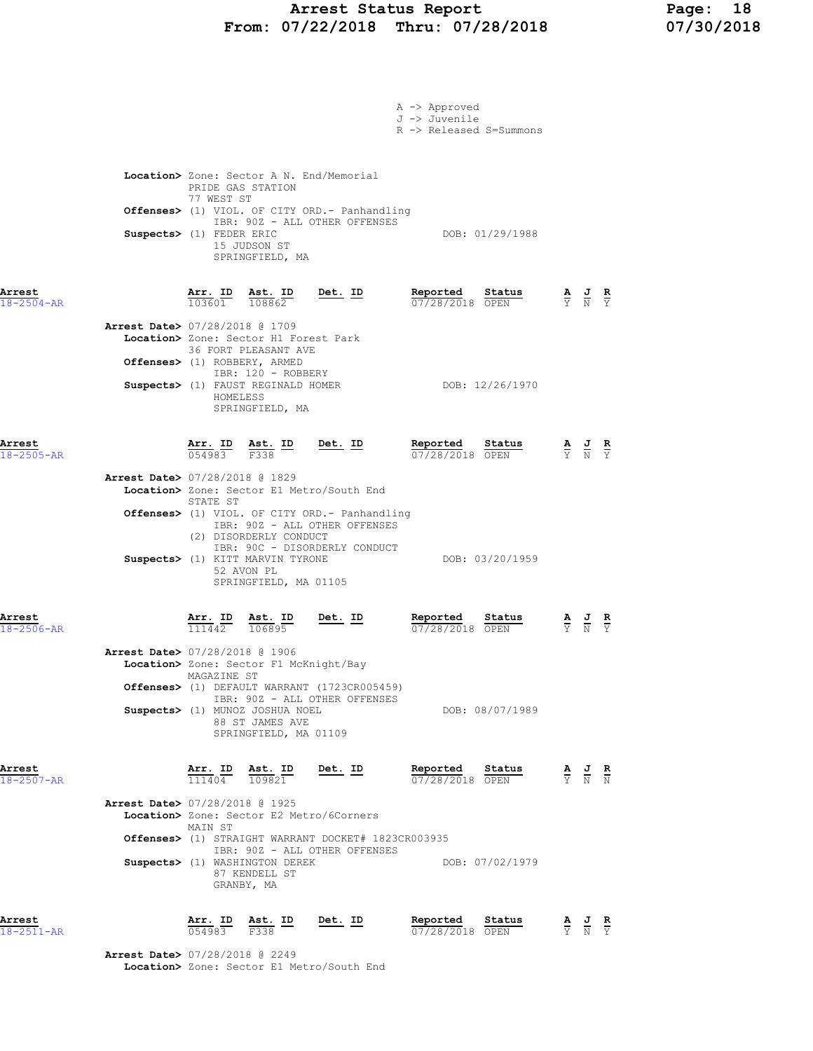A -> Approved
J -> Juvenile
R -> Released S=Summons

**Location>** Zone: Sector A N. End/Memorial
PRIDE GAS STATION
77 WEST ST
**Offenses>** (1) VIOL. OF CITY ORD.- Panhandling
IBR: 90Z - ALL OTHER OFFENSES
**Suspects>** (1) FEDER ERIC DOB: 01/29/1988
15 JUDSON ST
SPRINGFIELD, MA

| Arrest | Arr. ID | Ast. ID | Det. ID | Reported | Status | A | J | R |
|---|---|---|---|---|---|---|---|---|
| 18-2504-AR | 103601 | 108862 | | 07/28/2018 | OPEN | Y | N | Y |

**Arrest Date>** 07/28/2018 @ 1709
**Location>** Zone: Sector H1 Forest Park
36 FORT PLEASANT AVE
**Offenses>** (1) ROBBERY, ARMED
IBR: 120 - ROBBERY
**Suspects>** (1) FAUST REGINALD HOMER DOB: 12/26/1970
HOMELESS
SPRINGFIELD, MA

| Arrest | Arr. ID | Ast. ID | Det. ID | Reported | Status | A | J | R |
|---|---|---|---|---|---|---|---|---|
| 18-2505-AR | 054983 | F338 | | 07/28/2018 | OPEN | Y | N | Y |

**Arrest Date>** 07/28/2018 @ 1829
**Location>** Zone: Sector E1 Metro/South End
STATE ST
**Offenses>** (1) VIOL. OF CITY ORD.- Panhandling
IBR: 90Z - ALL OTHER OFFENSES
(2) DISORDERLY CONDUCT
IBR: 90C - DISORDERLY CONDUCT
**Suspects>** (1) KITT MARVIN TYRONE DOB: 03/20/1959
52 AVON PL
SPRINGFIELD, MA 01105

| Arrest | Arr. ID | Ast. ID | Det. ID | Reported | Status | A | J | R |
|---|---|---|---|---|---|---|---|---|
| 18-2506-AR | 111442 | 106895 | | 07/28/2018 | OPEN | Y | N | Y |

**Arrest Date>** 07/28/2018 @ 1906
**Location>** Zone: Sector F1 McKnight/Bay
MAGAZINE ST
**Offenses>** (1) DEFAULT WARRANT (1723CR005459)
IBR: 90Z - ALL OTHER OFFENSES
**Suspects>** (1) MUNOZ JOSHUA NOEL DOB: 08/07/1989
88 ST JAMES AVE
SPRINGFIELD, MA 01109

| Arrest | Arr. ID | Ast. ID | Det. ID | Reported | Status | A | J | R |
|---|---|---|---|---|---|---|---|---|
| 18-2507-AR | 111404 | 109821 | | 07/28/2018 | OPEN | Y | N | N |

**Arrest Date>** 07/28/2018 @ 1925
**Location>** Zone: Sector E2 Metro/6Corners
MAIN ST
**Offenses>** (1) STRAIGHT WARRANT DOCKET# 1823CR003935
IBR: 90Z - ALL OTHER OFFENSES
**Suspects>** (1) WASHINGTON DEREK DOB: 07/02/1979
87 KENDELL ST
GRANBY, MA

| Arrest | Arr. ID | Ast. ID | Det. ID | Reported | Status | A | J | R |
|---|---|---|---|---|---|---|---|---|
| 18-2511-AR | 054983 | F338 | | 07/28/2018 | OPEN | Y | N | Y |

**Arrest Date>** 07/28/2018 @ 2249
**Location>** Zone: Sector E1 Metro/South End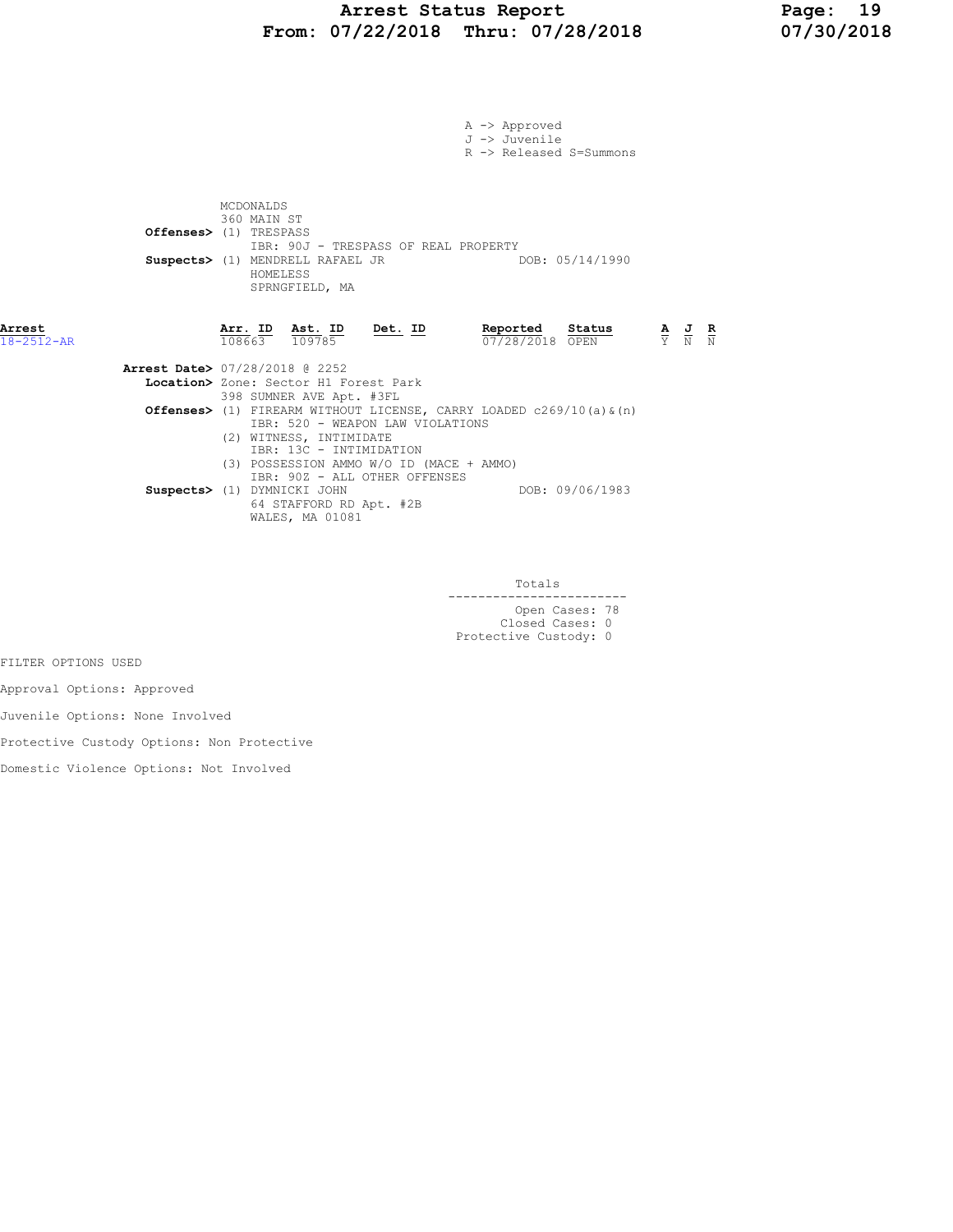A -> Approved
J -> Juvenile
R -> Released S=Summons

MCDONALDS
360 MAIN ST
**Offenses>** (1) TRESPASS
IBR: 90J - TRESPASS OF REAL PROPERTY
**Suspects>** (1) MENDRELL RAFAEL JR DOB: 05/14/1990
HOMELESS
SPRNGFIELD, MA

| Arrest | Arr. ID | Ast. ID | Det. ID | Reported | Status | A | J | R |
|---|---|---|---|---|---|---|---|---|
| 18-2512-AR | 108663 | 109785 | | 07/28/2018 | OPEN | Y | N | N |

**Arrest Date>** 07/28/2018 @ 2252
**Location>** Zone: Sector H1 Forest Park
398 SUMNER AVE Apt. #3FL
**Offenses>** (1) FIREARM WITHOUT LICENSE, CARRY LOADED c269/10(a)&(n)
IBR: 520 - WEAPON LAW VIOLATIONS
(2) WITNESS, INTIMIDATE
IBR: 13C - INTIMIDATION
(3) POSSESSION AMMO W/O ID (MACE + AMMO)
IBR: 90Z - ALL OTHER OFFENSES
**Suspects>** (1) DYMNICKI JOHN DOB: 09/06/1983
64 STAFFORD RD Apt. #2B
WALES, MA 01081

Totals
------------------------
Open Cases: 78
Closed Cases: 0
Protective Custody: 0

FILTER OPTIONS USED

Approval Options: Approved

Juvenile Options: None Involved

Protective Custody Options: Non Protective

Domestic Violence Options: Not Involved